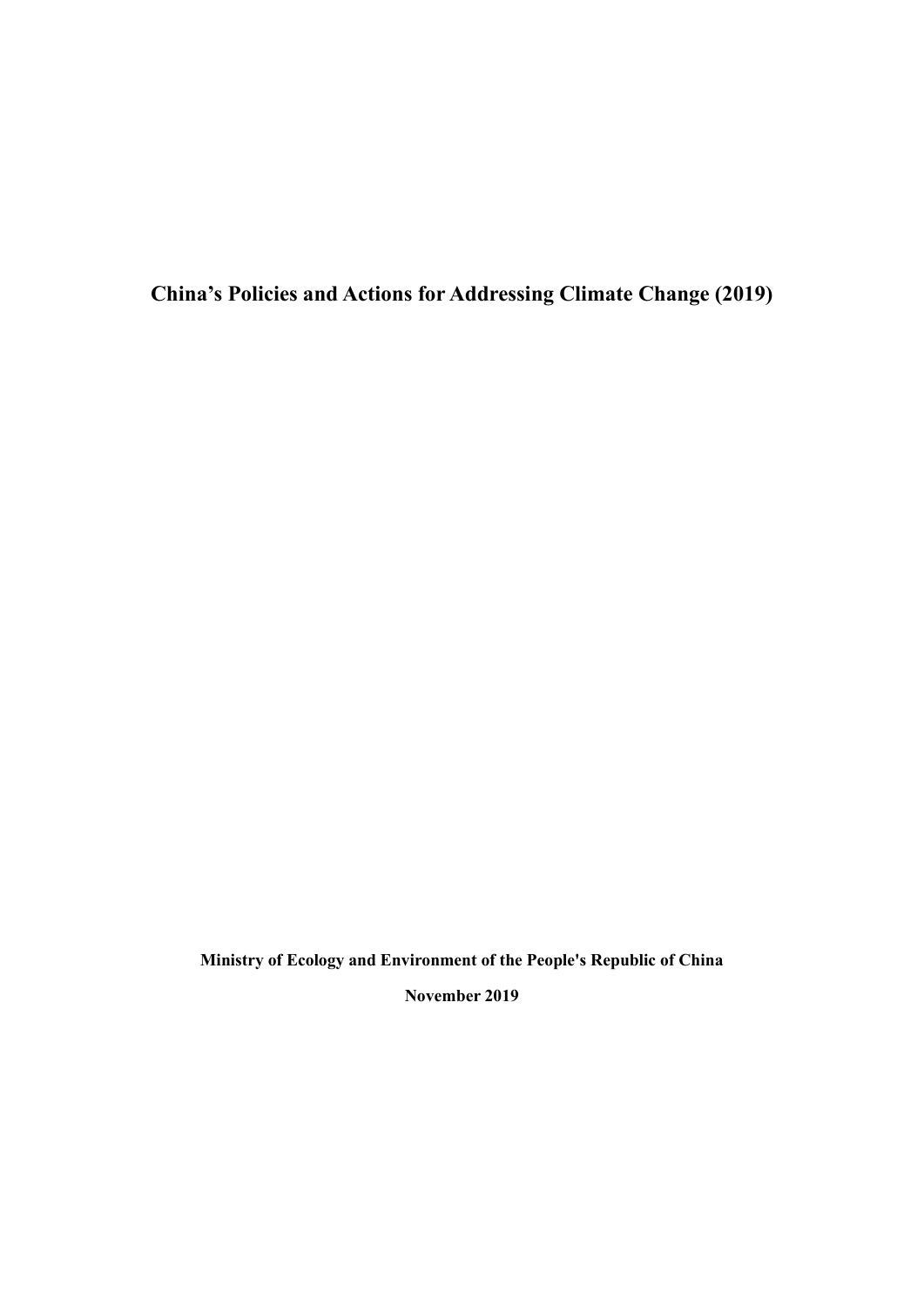# China's Policies and Actions for Addressing Climate Change (2019)

**Ministry of Ecology and Environment of the People's Republic of China**

**November 2019**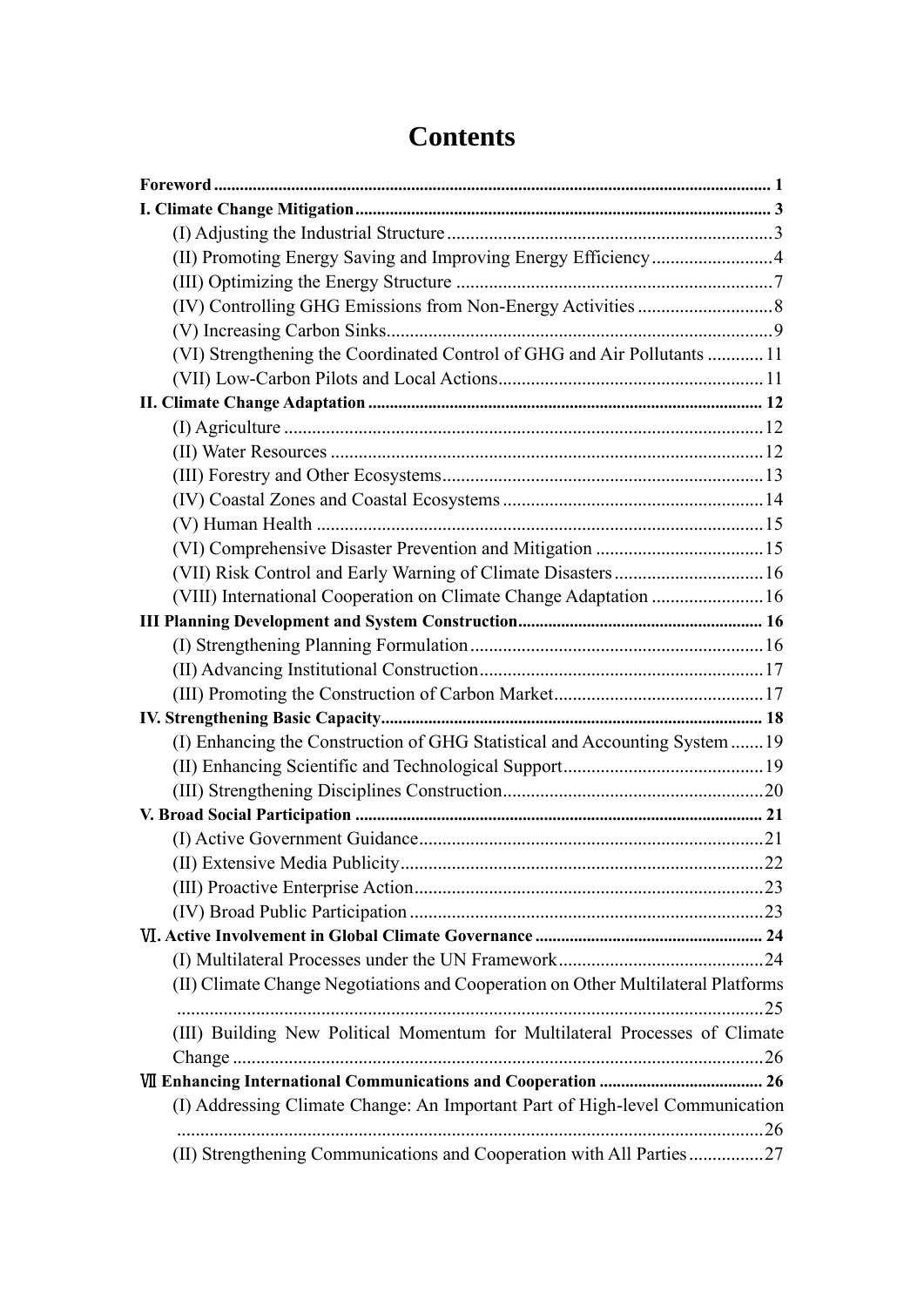# Contents

**Foreword** ........ 1

**I. Climate Change Mitigation** ........ 3

(I) Adjusting the Industrial Structure ........ 3

(II) Promoting Energy Saving and Improving Energy Efficiency ........ 4

(III) Optimizing the Energy Structure ........ 7

(IV) Controlling GHG Emissions from Non-Energy Activities ........ 8

(V) Increasing Carbon Sinks ........ 9

(VI) Strengthening the Coordinated Control of GHG and Air Pollutants ........ 11

(VII) Low-Carbon Pilots and Local Actions ........ 11

**II. Climate Change Adaptation** ........ 12

(I) Agriculture ........ 12

(II) Water Resources ........ 12

(III) Forestry and Other Ecosystems ........ 13

(IV) Coastal Zones and Coastal Ecosystems ........ 14

(V) Human Health ........ 15

(VI) Comprehensive Disaster Prevention and Mitigation ........ 15

(VII) Risk Control and Early Warning of Climate Disasters ........ 16

(VIII) International Cooperation on Climate Change Adaptation ........ 16

**III Planning Development and System Construction** ........ 16

(I) Strengthening Planning Formulation ........ 16

(II) Advancing Institutional Construction ........ 17

(III) Promoting the Construction of Carbon Market ........ 17

**IV. Strengthening Basic Capacity** ........ 18

(I) Enhancing the Construction of GHG Statistical and Accounting System ........ 19

(II) Enhancing Scientific and Technological Support ........ 19

(III) Strengthening Disciplines Construction ........ 20

**V. Broad Social Participation** ........ 21

(I) Active Government Guidance ........ 21

(II) Extensive Media Publicity ........ 22

(III) Proactive Enterprise Action ........ 23

(IV) Broad Public Participation ........ 23

**Ⅵ. Active Involvement in Global Climate Governance** ........ 24

(I) Multilateral Processes under the UN Framework ........ 24

(II) Climate Change Negotiations and Cooperation on Other Multilateral Platforms ........ 25

(III) Building New Political Momentum for Multilateral Processes of Climate Change ........ 26

**Ⅶ Enhancing International Communications and Cooperation** ........ 26

(I) Addressing Climate Change: An Important Part of High-level Communication ........ 26

(II) Strengthening Communications and Cooperation with All Parties ........ 27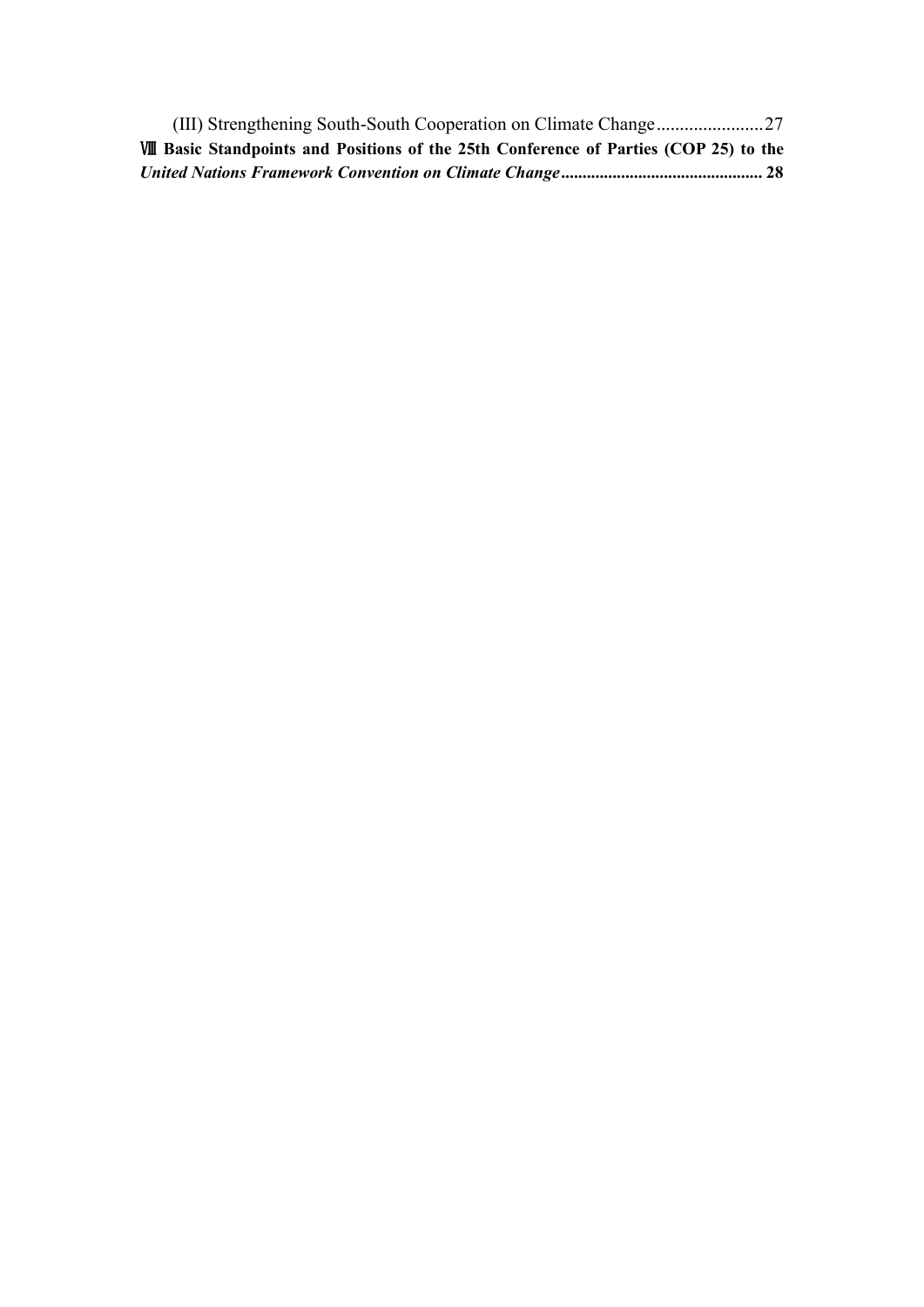(III) Strengthening South-South Cooperation on Climate Change.......................27

**Ⅷ Basic Standpoints and Positions of the 25th Conference of Parties (COP 25) to the *United Nations Framework Convention on Climate Change*.............................................. 28**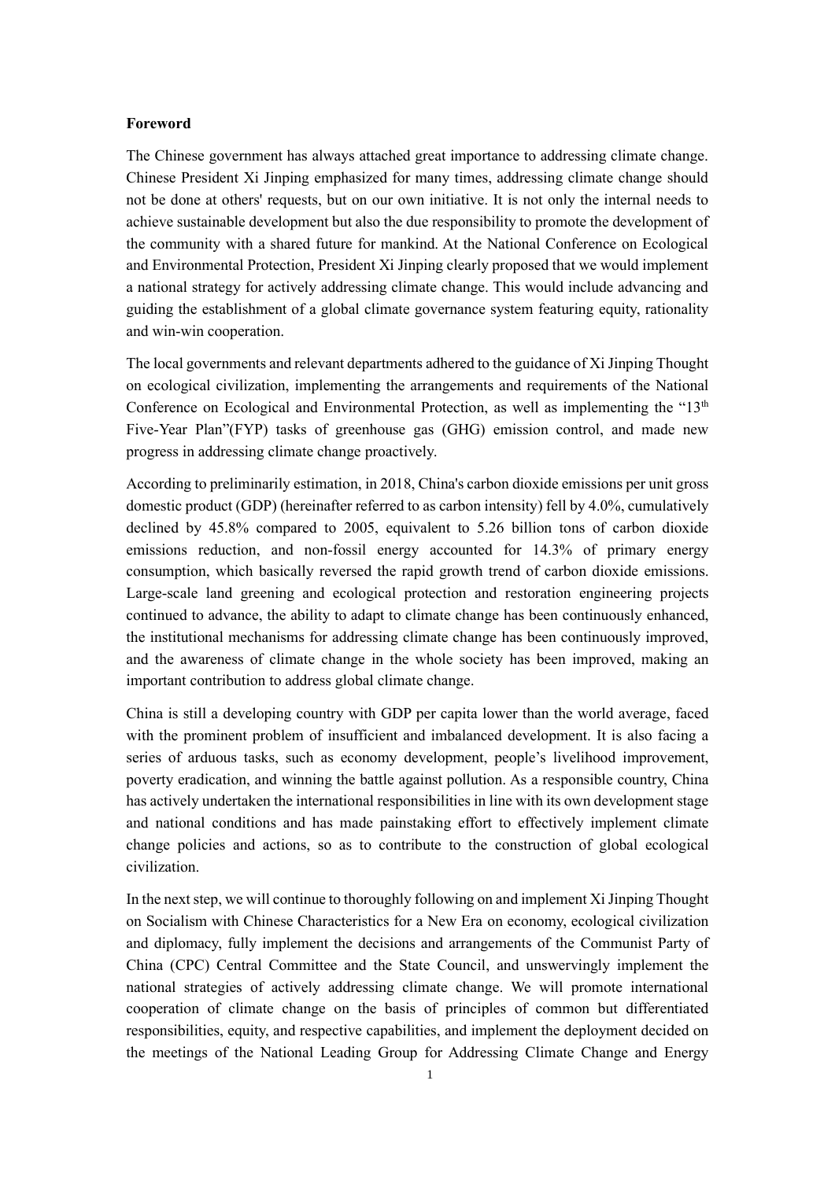**Foreword**

The Chinese government has always attached great importance to addressing climate change. Chinese President Xi Jinping emphasized for many times, addressing climate change should not be done at others' requests, but on our own initiative. It is not only the internal needs to achieve sustainable development but also the due responsibility to promote the development of the community with a shared future for mankind. At the National Conference on Ecological and Environmental Protection, President Xi Jinping clearly proposed that we would implement a national strategy for actively addressing climate change. This would include advancing and guiding the establishment of a global climate governance system featuring equity, rationality and win-win cooperation.

The local governments and relevant departments adhered to the guidance of Xi Jinping Thought on ecological civilization, implementing the arrangements and requirements of the National Conference on Ecological and Environmental Protection, as well as implementing the "13th Five-Year Plan"(FYP) tasks of greenhouse gas (GHG) emission control, and made new progress in addressing climate change proactively.

According to preliminarily estimation, in 2018, China's carbon dioxide emissions per unit gross domestic product (GDP) (hereinafter referred to as carbon intensity) fell by 4.0%, cumulatively declined by 45.8% compared to 2005, equivalent to 5.26 billion tons of carbon dioxide emissions reduction, and non-fossil energy accounted for 14.3% of primary energy consumption, which basically reversed the rapid growth trend of carbon dioxide emissions. Large-scale land greening and ecological protection and restoration engineering projects continued to advance, the ability to adapt to climate change has been continuously enhanced, the institutional mechanisms for addressing climate change has been continuously improved, and the awareness of climate change in the whole society has been improved, making an important contribution to address global climate change.

China is still a developing country with GDP per capita lower than the world average, faced with the prominent problem of insufficient and imbalanced development. It is also facing a series of arduous tasks, such as economy development, people's livelihood improvement, poverty eradication, and winning the battle against pollution. As a responsible country, China has actively undertaken the international responsibilities in line with its own development stage and national conditions and has made painstaking effort to effectively implement climate change policies and actions, so as to contribute to the construction of global ecological civilization.

In the next step, we will continue to thoroughly following on and implement Xi Jinping Thought on Socialism with Chinese Characteristics for a New Era on economy, ecological civilization and diplomacy, fully implement the decisions and arrangements of the Communist Party of China (CPC) Central Committee and the State Council, and unswervingly implement the national strategies of actively addressing climate change. We will promote international cooperation of climate change on the basis of principles of common but differentiated responsibilities, equity, and respective capabilities, and implement the deployment decided on the meetings of the National Leading Group for Addressing Climate Change and Energy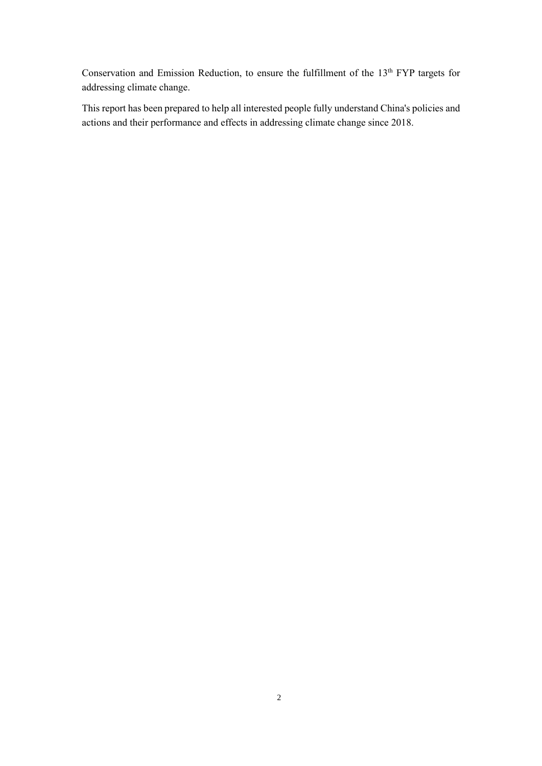Conservation and Emission Reduction, to ensure the fulfillment of the 13th FYP targets for addressing climate change.

This report has been prepared to help all interested people fully understand China's policies and actions and their performance and effects in addressing climate change since 2018.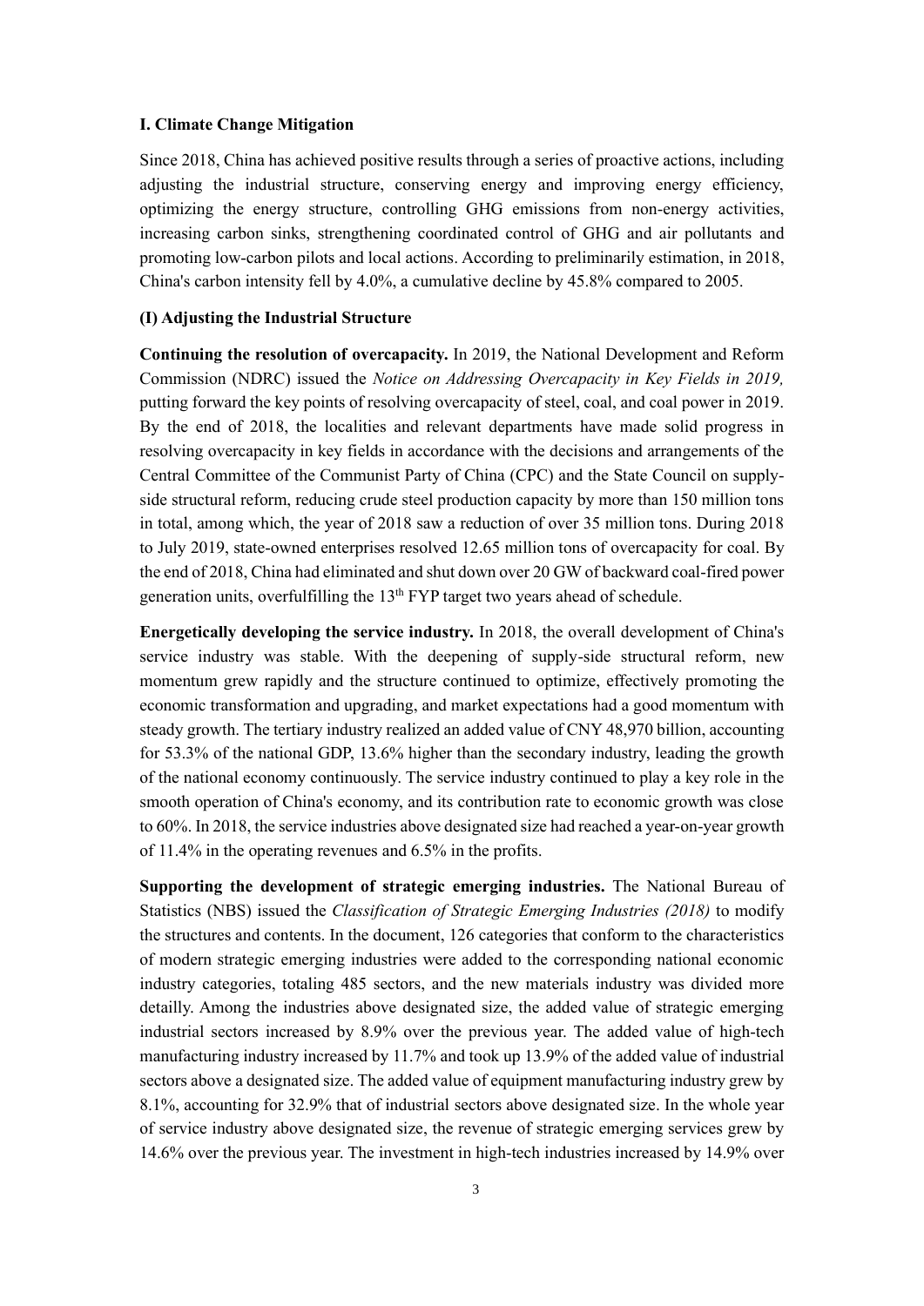## I. Climate Change Mitigation

Since 2018, China has achieved positive results through a series of proactive actions, including adjusting the industrial structure, conserving energy and improving energy efficiency, optimizing the energy structure, controlling GHG emissions from non-energy activities, increasing carbon sinks, strengthening coordinated control of GHG and air pollutants and promoting low-carbon pilots and local actions. According to preliminarily estimation, in 2018, China's carbon intensity fell by 4.0%, a cumulative decline by 45.8% compared to 2005.

### (I) Adjusting the Industrial Structure

**Continuing the resolution of overcapacity.** In 2019, the National Development and Reform Commission (NDRC) issued the *Notice on Addressing Overcapacity in Key Fields in 2019,* putting forward the key points of resolving overcapacity of steel, coal, and coal power in 2019. By the end of 2018, the localities and relevant departments have made solid progress in resolving overcapacity in key fields in accordance with the decisions and arrangements of the Central Committee of the Communist Party of China (CPC) and the State Council on supply-side structural reform, reducing crude steel production capacity by more than 150 million tons in total, among which, the year of 2018 saw a reduction of over 35 million tons. During 2018 to July 2019, state-owned enterprises resolved 12.65 million tons of overcapacity for coal. By the end of 2018, China had eliminated and shut down over 20 GW of backward coal-fired power generation units, overfulfilling the 13th FYP target two years ahead of schedule.

**Energetically developing the service industry.** In 2018, the overall development of China's service industry was stable. With the deepening of supply-side structural reform, new momentum grew rapidly and the structure continued to optimize, effectively promoting the economic transformation and upgrading, and market expectations had a good momentum with steady growth. The tertiary industry realized an added value of CNY 48,970 billion, accounting for 53.3% of the national GDP, 13.6% higher than the secondary industry, leading the growth of the national economy continuously. The service industry continued to play a key role in the smooth operation of China's economy, and its contribution rate to economic growth was close to 60%. In 2018, the service industries above designated size had reached a year-on-year growth of 11.4% in the operating revenues and 6.5% in the profits.

**Supporting the development of strategic emerging industries.** The National Bureau of Statistics (NBS) issued the *Classification of Strategic Emerging Industries (2018)* to modify the structures and contents. In the document, 126 categories that conform to the characteristics of modern strategic emerging industries were added to the corresponding national economic industry categories, totaling 485 sectors, and the new materials industry was divided more detailly. Among the industries above designated size, the added value of strategic emerging industrial sectors increased by 8.9% over the previous year. The added value of high-tech manufacturing industry increased by 11.7% and took up 13.9% of the added value of industrial sectors above a designated size. The added value of equipment manufacturing industry grew by 8.1%, accounting for 32.9% that of industrial sectors above designated size. In the whole year of service industry above designated size, the revenue of strategic emerging services grew by 14.6% over the previous year. The investment in high-tech industries increased by 14.9% over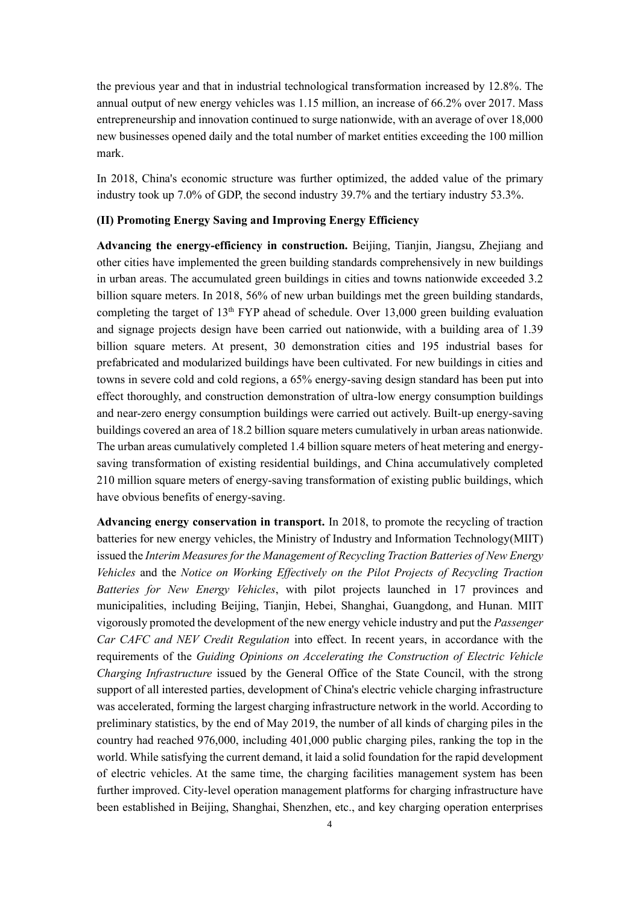the previous year and that in industrial technological transformation increased by 12.8%. The annual output of new energy vehicles was 1.15 million, an increase of 66.2% over 2017. Mass entrepreneurship and innovation continued to surge nationwide, with an average of over 18,000 new businesses opened daily and the total number of market entities exceeding the 100 million mark.

In 2018, China's economic structure was further optimized, the added value of the primary industry took up 7.0% of GDP, the second industry 39.7% and the tertiary industry 53.3%.

### (II) Promoting Energy Saving and Improving Energy Efficiency

**Advancing the energy-efficiency in construction.** Beijing, Tianjin, Jiangsu, Zhejiang and other cities have implemented the green building standards comprehensively in new buildings in urban areas. The accumulated green buildings in cities and towns nationwide exceeded 3.2 billion square meters. In 2018, 56% of new urban buildings met the green building standards, completing the target of 13th FYP ahead of schedule. Over 13,000 green building evaluation and signage projects design have been carried out nationwide, with a building area of 1.39 billion square meters. At present, 30 demonstration cities and 195 industrial bases for prefabricated and modularized buildings have been cultivated. For new buildings in cities and towns in severe cold and cold regions, a 65% energy-saving design standard has been put into effect thoroughly, and construction demonstration of ultra-low energy consumption buildings and near-zero energy consumption buildings were carried out actively. Built-up energy-saving buildings covered an area of 18.2 billion square meters cumulatively in urban areas nationwide. The urban areas cumulatively completed 1.4 billion square meters of heat metering and energy-saving transformation of existing residential buildings, and China accumulatively completed 210 million square meters of energy-saving transformation of existing public buildings, which have obvious benefits of energy-saving.

**Advancing energy conservation in transport.** In 2018, to promote the recycling of traction batteries for new energy vehicles, the Ministry of Industry and Information Technology(MIIT) issued the *Interim Measures for the Management of Recycling Traction Batteries of New Energy Vehicles* and the *Notice on Working Effectively on the Pilot Projects of Recycling Traction Batteries for New Energy Vehicles*, with pilot projects launched in 17 provinces and municipalities, including Beijing, Tianjin, Hebei, Shanghai, Guangdong, and Hunan. MIIT vigorously promoted the development of the new energy vehicle industry and put the *Passenger Car CAFC and NEV Credit Regulation* into effect. In recent years, in accordance with the requirements of the *Guiding Opinions on Accelerating the Construction of Electric Vehicle Charging Infrastructure* issued by the General Office of the State Council, with the strong support of all interested parties, development of China's electric vehicle charging infrastructure was accelerated, forming the largest charging infrastructure network in the world. According to preliminary statistics, by the end of May 2019, the number of all kinds of charging piles in the country had reached 976,000, including 401,000 public charging piles, ranking the top in the world. While satisfying the current demand, it laid a solid foundation for the rapid development of electric vehicles. At the same time, the charging facilities management system has been further improved. City-level operation management platforms for charging infrastructure have been established in Beijing, Shanghai, Shenzhen, etc., and key charging operation enterprises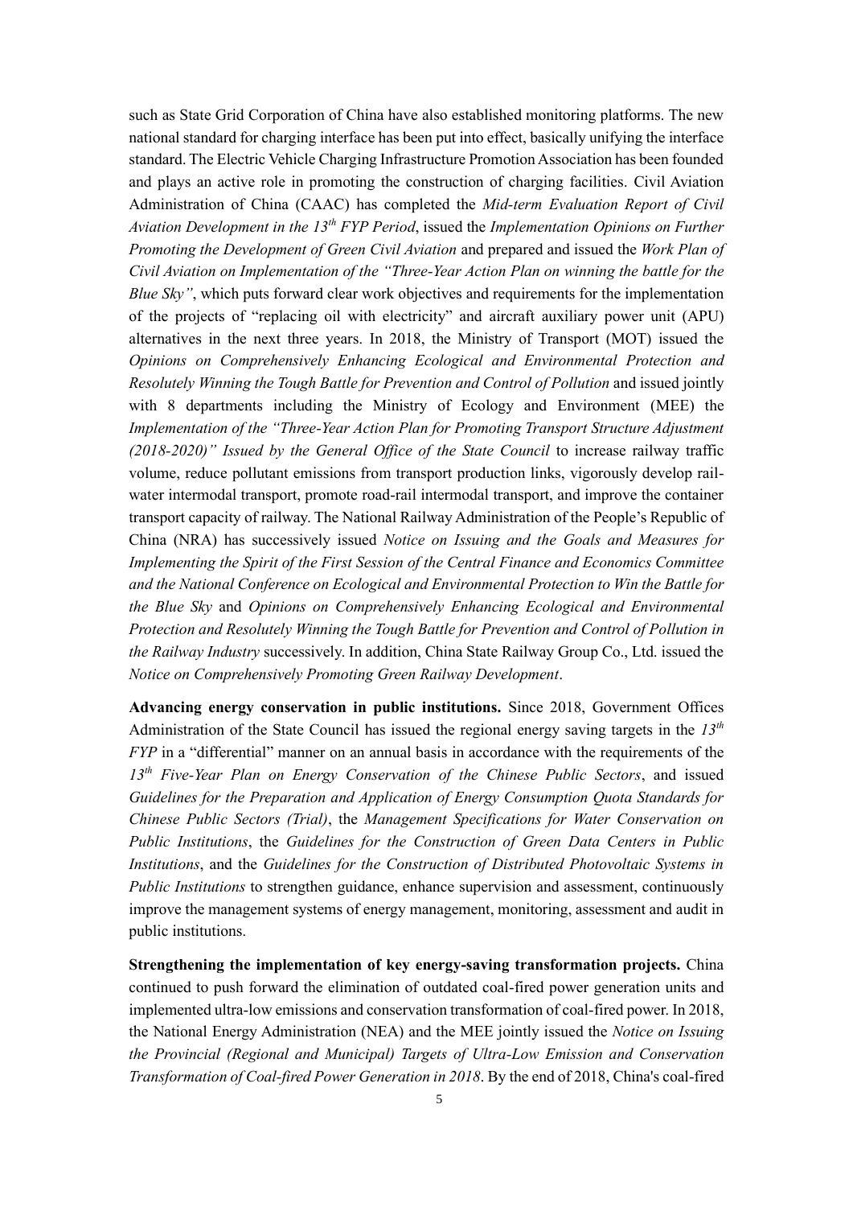such as State Grid Corporation of China have also established monitoring platforms. The new national standard for charging interface has been put into effect, basically unifying the interface standard. The Electric Vehicle Charging Infrastructure Promotion Association has been founded and plays an active role in promoting the construction of charging facilities. Civil Aviation Administration of China (CAAC) has completed the *Mid-term Evaluation Report of Civil Aviation Development in the 13th FYP Period*, issued the *Implementation Opinions on Further Promoting the Development of Green Civil Aviation* and prepared and issued the *Work Plan of Civil Aviation on Implementation of the "Three-Year Action Plan on winning the battle for the Blue Sky"*, which puts forward clear work objectives and requirements for the implementation of the projects of "replacing oil with electricity" and aircraft auxiliary power unit (APU) alternatives in the next three years. In 2018, the Ministry of Transport (MOT) issued the *Opinions on Comprehensively Enhancing Ecological and Environmental Protection and Resolutely Winning the Tough Battle for Prevention and Control of Pollution* and issued jointly with 8 departments including the Ministry of Ecology and Environment (MEE) the *Implementation of the "Three-Year Action Plan for Promoting Transport Structure Adjustment (2018-2020)" Issued by the General Office of the State Council* to increase railway traffic volume, reduce pollutant emissions from transport production links, vigorously develop rail-water intermodal transport, promote road-rail intermodal transport, and improve the container transport capacity of railway. The National Railway Administration of the People's Republic of China (NRA) has successively issued *Notice on Issuing and the Goals and Measures for Implementing the Spirit of the First Session of the Central Finance and Economics Committee and the National Conference on Ecological and Environmental Protection to Win the Battle for the Blue Sky* and *Opinions on Comprehensively Enhancing Ecological and Environmental Protection and Resolutely Winning the Tough Battle for Prevention and Control of Pollution in the Railway Industry* successively. In addition, China State Railway Group Co., Ltd. issued the *Notice on Comprehensively Promoting Green Railway Development*.

**Advancing energy conservation in public institutions.** Since 2018, Government Offices Administration of the State Council has issued the regional energy saving targets in the *13th FYP* in a "differential" manner on an annual basis in accordance with the requirements of the *13th Five-Year Plan on Energy Conservation of the Chinese Public Sectors*, and issued *Guidelines for the Preparation and Application of Energy Consumption Quota Standards for Chinese Public Sectors (Trial)*, the *Management Specifications for Water Conservation on Public Institutions*, the *Guidelines for the Construction of Green Data Centers in Public Institutions*, and the *Guidelines for the Construction of Distributed Photovoltaic Systems in Public Institutions* to strengthen guidance, enhance supervision and assessment, continuously improve the management systems of energy management, monitoring, assessment and audit in public institutions.

**Strengthening the implementation of key energy-saving transformation projects.** China continued to push forward the elimination of outdated coal-fired power generation units and implemented ultra-low emissions and conservation transformation of coal-fired power. In 2018, the National Energy Administration (NEA) and the MEE jointly issued the *Notice on Issuing the Provincial (Regional and Municipal) Targets of Ultra-Low Emission and Conservation Transformation of Coal-fired Power Generation in 2018*. By the end of 2018, China's coal-fired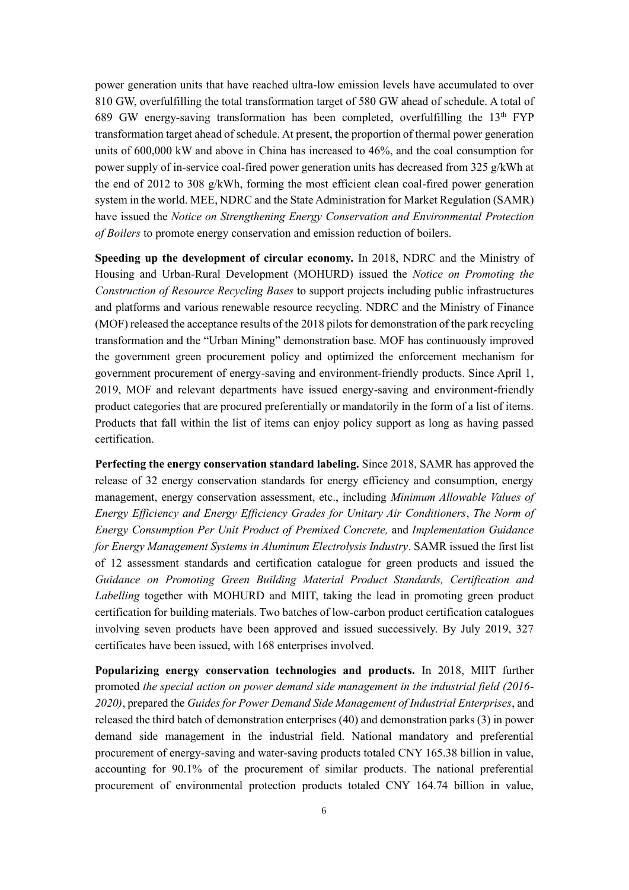power generation units that have reached ultra-low emission levels have accumulated to over 810 GW, overfulfilling the total transformation target of 580 GW ahead of schedule. A total of 689 GW energy-saving transformation has been completed, overfulfilling the 13th FYP transformation target ahead of schedule. At present, the proportion of thermal power generation units of 600,000 kW and above in China has increased to 46%, and the coal consumption for power supply of in-service coal-fired power generation units has decreased from 325 g/kWh at the end of 2012 to 308 g/kWh, forming the most efficient clean coal-fired power generation system in the world. MEE, NDRC and the State Administration for Market Regulation (SAMR) have issued the *Notice on Strengthening Energy Conservation and Environmental Protection of Boilers* to promote energy conservation and emission reduction of boilers.

**Speeding up the development of circular economy.** In 2018, NDRC and the Ministry of Housing and Urban-Rural Development (MOHURD) issued the *Notice on Promoting the Construction of Resource Recycling Bases* to support projects including public infrastructures and platforms and various renewable resource recycling. NDRC and the Ministry of Finance (MOF) released the acceptance results of the 2018 pilots for demonstration of the park recycling transformation and the "Urban Mining" demonstration base. MOF has continuously improved the government green procurement policy and optimized the enforcement mechanism for government procurement of energy-saving and environment-friendly products. Since April 1, 2019, MOF and relevant departments have issued energy-saving and environment-friendly product categories that are procured preferentially or mandatorily in the form of a list of items. Products that fall within the list of items can enjoy policy support as long as having passed certification.

**Perfecting the energy conservation standard labeling.** Since 2018, SAMR has approved the release of 32 energy conservation standards for energy efficiency and consumption, energy management, energy conservation assessment, etc., including *Minimum Allowable Values of Energy Efficiency and Energy Efficiency Grades for Unitary Air Conditioners*, *The Norm of Energy Consumption Per Unit Product of Premixed Concrete,* and *Implementation Guidance for Energy Management Systems in Aluminum Electrolysis Industry*. SAMR issued the first list of 12 assessment standards and certification catalogue for green products and issued the *Guidance on Promoting Green Building Material Product Standards, Certification and Labelling* together with MOHURD and MIIT, taking the lead in promoting green product certification for building materials. Two batches of low-carbon product certification catalogues involving seven products have been approved and issued successively. By July 2019, 327 certificates have been issued, with 168 enterprises involved.

**Popularizing energy conservation technologies and products.** In 2018, MIIT further promoted *the special action on power demand side management in the industrial field (2016-2020)*, prepared the *Guides for Power Demand Side Management of Industrial Enterprises*, and released the third batch of demonstration enterprises (40) and demonstration parks (3) in power demand side management in the industrial field. National mandatory and preferential procurement of energy-saving and water-saving products totaled CNY 165.38 billion in value, accounting for 90.1% of the procurement of similar products. The national preferential procurement of environmental protection products totaled CNY 164.74 billion in value,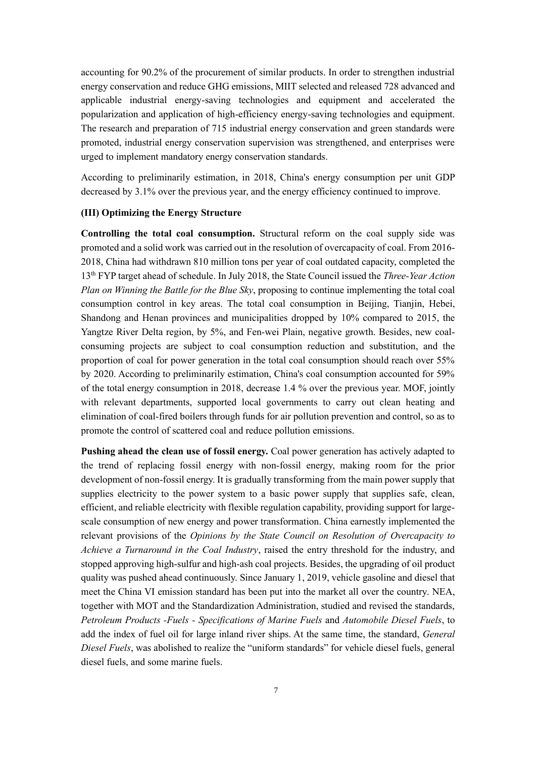accounting for 90.2% of the procurement of similar products. In order to strengthen industrial energy conservation and reduce GHG emissions, MIIT selected and released 728 advanced and applicable industrial energy-saving technologies and equipment and accelerated the popularization and application of high-efficiency energy-saving technologies and equipment. The research and preparation of 715 industrial energy conservation and green standards were promoted, industrial energy conservation supervision was strengthened, and enterprises were urged to implement mandatory energy conservation standards.

According to preliminarily estimation, in 2018, China's energy consumption per unit GDP decreased by 3.1% over the previous year, and the energy efficiency continued to improve.

### (III) Optimizing the Energy Structure

**Controlling the total coal consumption.** Structural reform on the coal supply side was promoted and a solid work was carried out in the resolution of overcapacity of coal. From 2016-2018, China had withdrawn 810 million tons per year of coal outdated capacity, completed the 13th FYP target ahead of schedule. In July 2018, the State Council issued the *Three-Year Action Plan on Winning the Battle for the Blue Sky*, proposing to continue implementing the total coal consumption control in key areas. The total coal consumption in Beijing, Tianjin, Hebei, Shandong and Henan provinces and municipalities dropped by 10% compared to 2015, the Yangtze River Delta region, by 5%, and Fen-wei Plain, negative growth. Besides, new coal-consuming projects are subject to coal consumption reduction and substitution, and the proportion of coal for power generation in the total coal consumption should reach over 55% by 2020. According to preliminarily estimation, China's coal consumption accounted for 59% of the total energy consumption in 2018, decrease 1.4 % over the previous year. MOF, jointly with relevant departments, supported local governments to carry out clean heating and elimination of coal-fired boilers through funds for air pollution prevention and control, so as to promote the control of scattered coal and reduce pollution emissions.

**Pushing ahead the clean use of fossil energy.** Coal power generation has actively adapted to the trend of replacing fossil energy with non-fossil energy, making room for the prior development of non-fossil energy. It is gradually transforming from the main power supply that supplies electricity to the power system to a basic power supply that supplies safe, clean, efficient, and reliable electricity with flexible regulation capability, providing support for large-scale consumption of new energy and power transformation. China earnestly implemented the relevant provisions of the *Opinions by the State Council on Resolution of Overcapacity to Achieve a Turnaround in the Coal Industry*, raised the entry threshold for the industry, and stopped approving high-sulfur and high-ash coal projects. Besides, the upgrading of oil product quality was pushed ahead continuously. Since January 1, 2019, vehicle gasoline and diesel that meet the China VI emission standard has been put into the market all over the country. NEA, together with MOT and the Standardization Administration, studied and revised the standards, *Petroleum Products -Fuels - Specifications of Marine Fuels* and *Automobile Diesel Fuels*, to add the index of fuel oil for large inland river ships. At the same time, the standard, *General Diesel Fuels*, was abolished to realize the "uniform standards" for vehicle diesel fuels, general diesel fuels, and some marine fuels.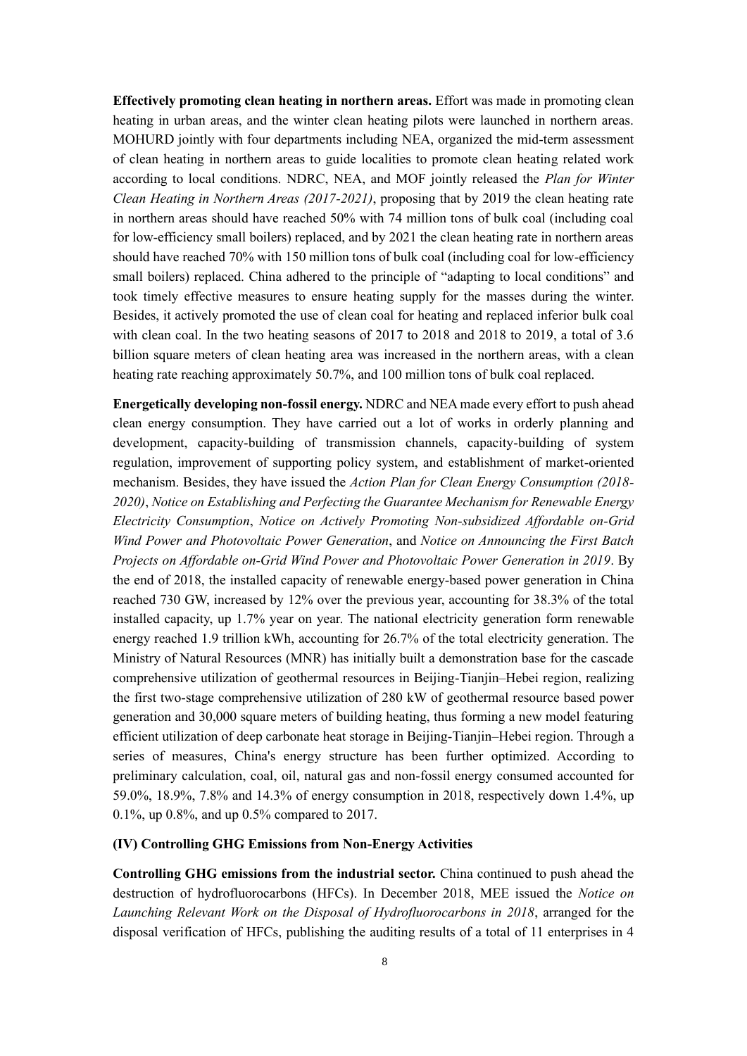**Effectively promoting clean heating in northern areas.** Effort was made in promoting clean heating in urban areas, and the winter clean heating pilots were launched in northern areas. MOHURD jointly with four departments including NEA, organized the mid-term assessment of clean heating in northern areas to guide localities to promote clean heating related work according to local conditions. NDRC, NEA, and MOF jointly released the *Plan for Winter Clean Heating in Northern Areas (2017-2021)*, proposing that by 2019 the clean heating rate in northern areas should have reached 50% with 74 million tons of bulk coal (including coal for low-efficiency small boilers) replaced, and by 2021 the clean heating rate in northern areas should have reached 70% with 150 million tons of bulk coal (including coal for low-efficiency small boilers) replaced. China adhered to the principle of "adapting to local conditions" and took timely effective measures to ensure heating supply for the masses during the winter. Besides, it actively promoted the use of clean coal for heating and replaced inferior bulk coal with clean coal. In the two heating seasons of 2017 to 2018 and 2018 to 2019, a total of 3.6 billion square meters of clean heating area was increased in the northern areas, with a clean heating rate reaching approximately 50.7%, and 100 million tons of bulk coal replaced.

**Energetically developing non-fossil energy.** NDRC and NEA made every effort to push ahead clean energy consumption. They have carried out a lot of works in orderly planning and development, capacity-building of transmission channels, capacity-building of system regulation, improvement of supporting policy system, and establishment of market-oriented mechanism. Besides, they have issued the *Action Plan for Clean Energy Consumption (2018-2020)*, *Notice on Establishing and Perfecting the Guarantee Mechanism for Renewable Energy Electricity Consumption*, *Notice on Actively Promoting Non-subsidized Affordable on-Grid Wind Power and Photovoltaic Power Generation*, and *Notice on Announcing the First Batch Projects on Affordable on-Grid Wind Power and Photovoltaic Power Generation in 2019*. By the end of 2018, the installed capacity of renewable energy-based power generation in China reached 730 GW, increased by 12% over the previous year, accounting for 38.3% of the total installed capacity, up 1.7% year on year. The national electricity generation form renewable energy reached 1.9 trillion kWh, accounting for 26.7% of the total electricity generation. The Ministry of Natural Resources (MNR) has initially built a demonstration base for the cascade comprehensive utilization of geothermal resources in Beijing-Tianjin–Hebei region, realizing the first two-stage comprehensive utilization of 280 kW of geothermal resource based power generation and 30,000 square meters of building heating, thus forming a new model featuring efficient utilization of deep carbonate heat storage in Beijing-Tianjin–Hebei region. Through a series of measures, China's energy structure has been further optimized. According to preliminary calculation, coal, oil, natural gas and non-fossil energy consumed accounted for 59.0%, 18.9%, 7.8% and 14.3% of energy consumption in 2018, respectively down 1.4%, up 0.1%, up 0.8%, and up 0.5% compared to 2017.

### (IV) Controlling GHG Emissions from Non-Energy Activities

**Controlling GHG emissions from the industrial sector.** China continued to push ahead the destruction of hydrofluorocarbons (HFCs). In December 2018, MEE issued the *Notice on Launching Relevant Work on the Disposal of Hydrofluorocarbons in 2018*, arranged for the disposal verification of HFCs, publishing the auditing results of a total of 11 enterprises in 4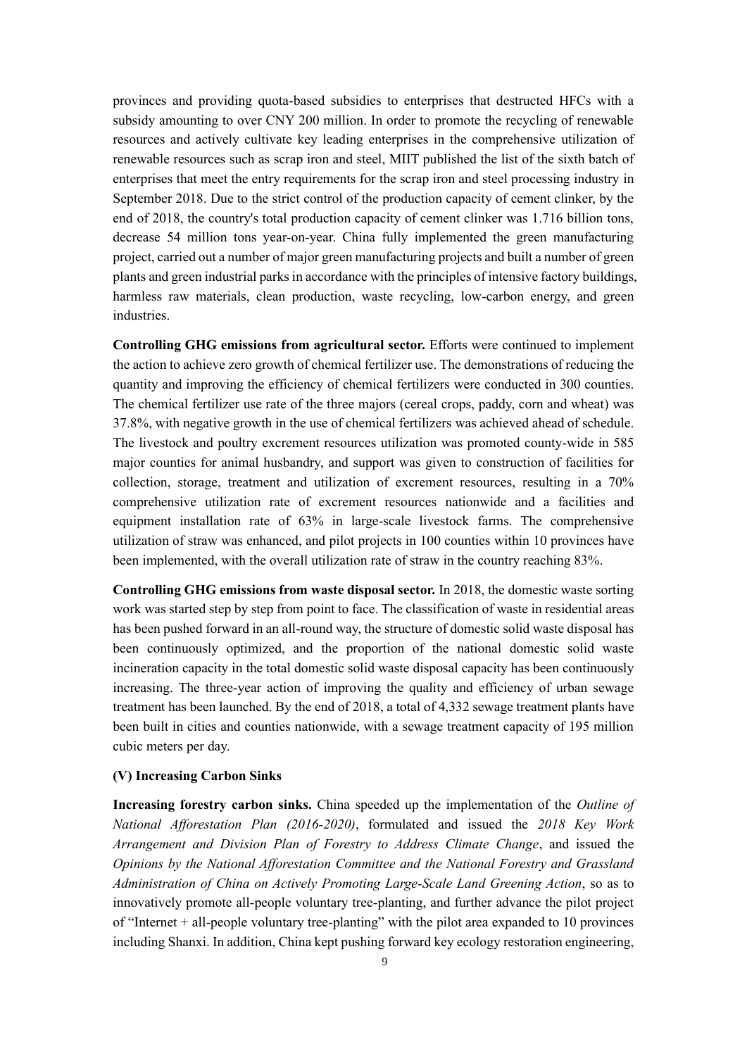provinces and providing quota-based subsidies to enterprises that destructed HFCs with a subsidy amounting to over CNY 200 million. In order to promote the recycling of renewable resources and actively cultivate key leading enterprises in the comprehensive utilization of renewable resources such as scrap iron and steel, MIIT published the list of the sixth batch of enterprises that meet the entry requirements for the scrap iron and steel processing industry in September 2018. Due to the strict control of the production capacity of cement clinker, by the end of 2018, the country's total production capacity of cement clinker was 1.716 billion tons, decrease 54 million tons year-on-year. China fully implemented the green manufacturing project, carried out a number of major green manufacturing projects and built a number of green plants and green industrial parks in accordance with the principles of intensive factory buildings, harmless raw materials, clean production, waste recycling, low-carbon energy, and green industries.

**Controlling GHG emissions from agricultural sector.** Efforts were continued to implement the action to achieve zero growth of chemical fertilizer use. The demonstrations of reducing the quantity and improving the efficiency of chemical fertilizers were conducted in 300 counties. The chemical fertilizer use rate of the three majors (cereal crops, paddy, corn and wheat) was 37.8%, with negative growth in the use of chemical fertilizers was achieved ahead of schedule. The livestock and poultry excrement resources utilization was promoted county-wide in 585 major counties for animal husbandry, and support was given to construction of facilities for collection, storage, treatment and utilization of excrement resources, resulting in a 70% comprehensive utilization rate of excrement resources nationwide and a facilities and equipment installation rate of 63% in large-scale livestock farms. The comprehensive utilization of straw was enhanced, and pilot projects in 100 counties within 10 provinces have been implemented, with the overall utilization rate of straw in the country reaching 83%.

**Controlling GHG emissions from waste disposal sector.** In 2018, the domestic waste sorting work was started step by step from point to face. The classification of waste in residential areas has been pushed forward in an all-round way, the structure of domestic solid waste disposal has been continuously optimized, and the proportion of the national domestic solid waste incineration capacity in the total domestic solid waste disposal capacity has been continuously increasing. The three-year action of improving the quality and efficiency of urban sewage treatment has been launched. By the end of 2018, a total of 4,332 sewage treatment plants have been built in cities and counties nationwide, with a sewage treatment capacity of 195 million cubic meters per day.

### (V) Increasing Carbon Sinks

**Increasing forestry carbon sinks.** China speeded up the implementation of the *Outline of National Afforestation Plan (2016-2020)*, formulated and issued the *2018 Key Work Arrangement and Division Plan of Forestry to Address Climate Change*, and issued the *Opinions by the National Afforestation Committee and the National Forestry and Grassland Administration of China on Actively Promoting Large-Scale Land Greening Action*, so as to innovatively promote all-people voluntary tree-planting, and further advance the pilot project of "Internet + all-people voluntary tree-planting" with the pilot area expanded to 10 provinces including Shanxi. In addition, China kept pushing forward key ecology restoration engineering,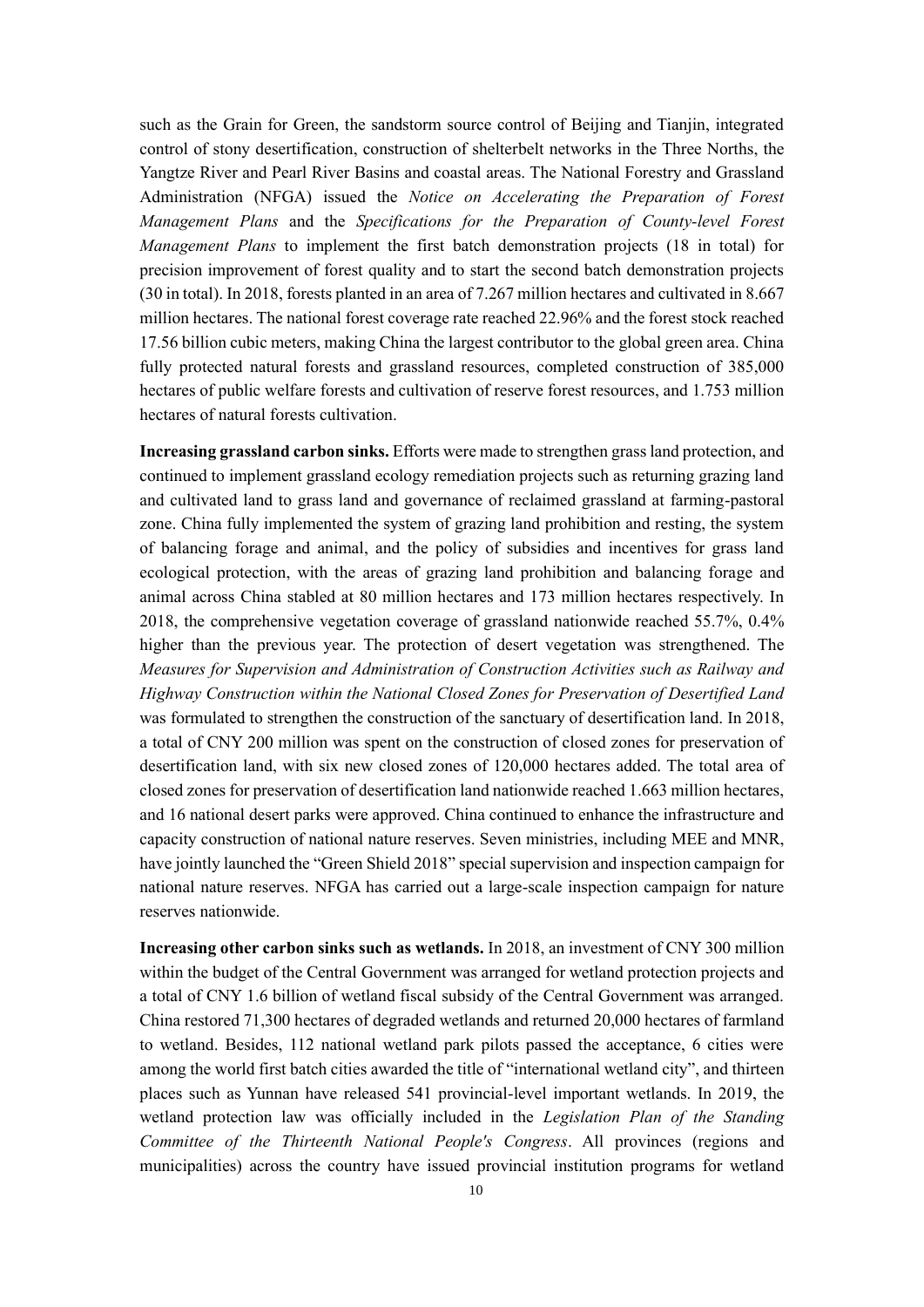such as the Grain for Green, the sandstorm source control of Beijing and Tianjin, integrated control of stony desertification, construction of shelterbelt networks in the Three Norths, the Yangtze River and Pearl River Basins and coastal areas. The National Forestry and Grassland Administration (NFGA) issued the *Notice on Accelerating the Preparation of Forest Management Plans* and the *Specifications for the Preparation of County-level Forest Management Plans* to implement the first batch demonstration projects (18 in total) for precision improvement of forest quality and to start the second batch demonstration projects (30 in total). In 2018, forests planted in an area of 7.267 million hectares and cultivated in 8.667 million hectares. The national forest coverage rate reached 22.96% and the forest stock reached 17.56 billion cubic meters, making China the largest contributor to the global green area. China fully protected natural forests and grassland resources, completed construction of 385,000 hectares of public welfare forests and cultivation of reserve forest resources, and 1.753 million hectares of natural forests cultivation.

**Increasing grassland carbon sinks.** Efforts were made to strengthen grass land protection, and continued to implement grassland ecology remediation projects such as returning grazing land and cultivated land to grass land and governance of reclaimed grassland at farming-pastoral zone. China fully implemented the system of grazing land prohibition and resting, the system of balancing forage and animal, and the policy of subsidies and incentives for grass land ecological protection, with the areas of grazing land prohibition and balancing forage and animal across China stabled at 80 million hectares and 173 million hectares respectively. In 2018, the comprehensive vegetation coverage of grassland nationwide reached 55.7%, 0.4% higher than the previous year. The protection of desert vegetation was strengthened. The *Measures for Supervision and Administration of Construction Activities such as Railway and Highway Construction within the National Closed Zones for Preservation of Desertified Land* was formulated to strengthen the construction of the sanctuary of desertification land. In 2018, a total of CNY 200 million was spent on the construction of closed zones for preservation of desertification land, with six new closed zones of 120,000 hectares added. The total area of closed zones for preservation of desertification land nationwide reached 1.663 million hectares, and 16 national desert parks were approved. China continued to enhance the infrastructure and capacity construction of national nature reserves. Seven ministries, including MEE and MNR, have jointly launched the "Green Shield 2018" special supervision and inspection campaign for national nature reserves. NFGA has carried out a large-scale inspection campaign for nature reserves nationwide.

**Increasing other carbon sinks such as wetlands.** In 2018, an investment of CNY 300 million within the budget of the Central Government was arranged for wetland protection projects and a total of CNY 1.6 billion of wetland fiscal subsidy of the Central Government was arranged. China restored 71,300 hectares of degraded wetlands and returned 20,000 hectares of farmland to wetland. Besides, 112 national wetland park pilots passed the acceptance, 6 cities were among the world first batch cities awarded the title of "international wetland city", and thirteen places such as Yunnan have released 541 provincial-level important wetlands. In 2019, the wetland protection law was officially included in the *Legislation Plan of the Standing Committee of the Thirteenth National People's Congress*. All provinces (regions and municipalities) across the country have issued provincial institution programs for wetland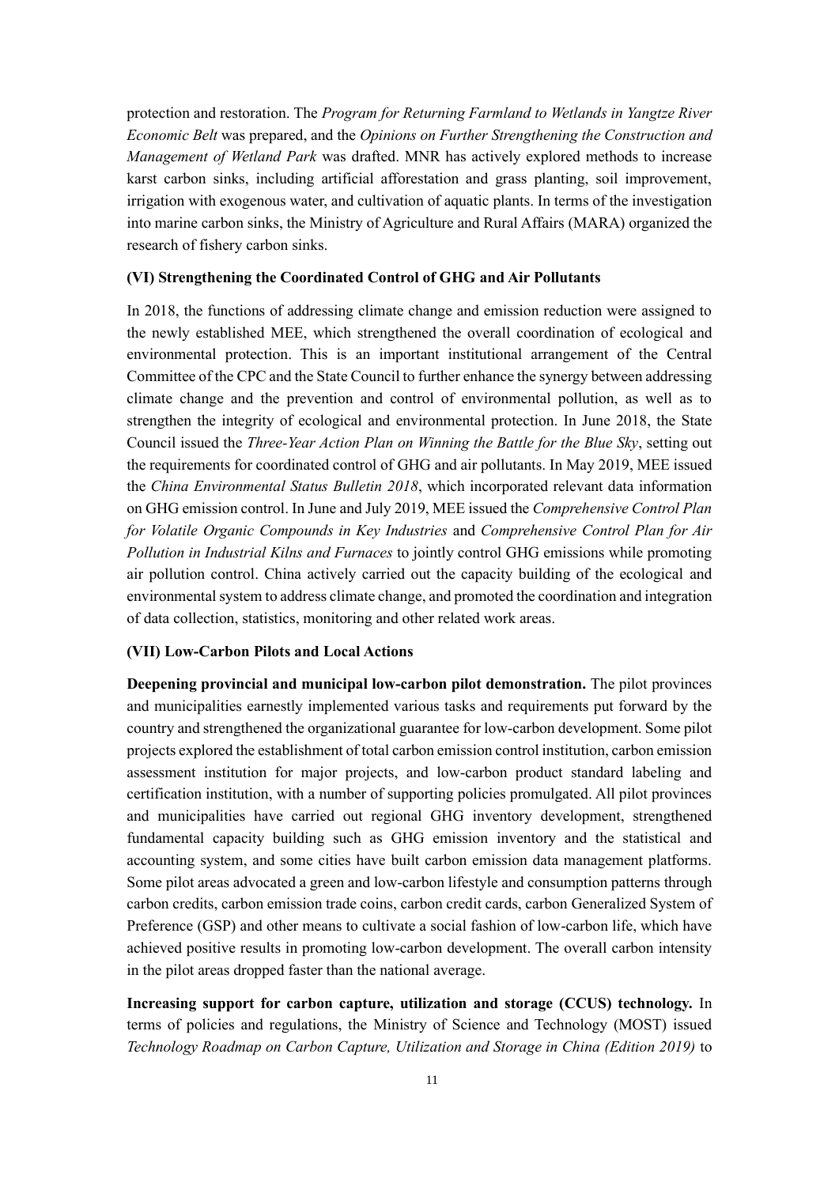protection and restoration. The *Program for Returning Farmland to Wetlands in Yangtze River Economic Belt* was prepared, and the *Opinions on Further Strengthening the Construction and Management of Wetland Park* was drafted. MNR has actively explored methods to increase karst carbon sinks, including artificial afforestation and grass planting, soil improvement, irrigation with exogenous water, and cultivation of aquatic plants. In terms of the investigation into marine carbon sinks, the Ministry of Agriculture and Rural Affairs (MARA) organized the research of fishery carbon sinks.

### (VI) Strengthening the Coordinated Control of GHG and Air Pollutants

In 2018, the functions of addressing climate change and emission reduction were assigned to the newly established MEE, which strengthened the overall coordination of ecological and environmental protection. This is an important institutional arrangement of the Central Committee of the CPC and the State Council to further enhance the synergy between addressing climate change and the prevention and control of environmental pollution, as well as to strengthen the integrity of ecological and environmental protection. In June 2018, the State Council issued the *Three-Year Action Plan on Winning the Battle for the Blue Sky*, setting out the requirements for coordinated control of GHG and air pollutants. In May 2019, MEE issued the *China Environmental Status Bulletin 2018*, which incorporated relevant data information on GHG emission control. In June and July 2019, MEE issued the *Comprehensive Control Plan for Volatile Organic Compounds in Key Industries* and *Comprehensive Control Plan for Air Pollution in Industrial Kilns and Furnaces* to jointly control GHG emissions while promoting air pollution control. China actively carried out the capacity building of the ecological and environmental system to address climate change, and promoted the coordination and integration of data collection, statistics, monitoring and other related work areas.

### (VII) Low-Carbon Pilots and Local Actions

**Deepening provincial and municipal low-carbon pilot demonstration.** The pilot provinces and municipalities earnestly implemented various tasks and requirements put forward by the country and strengthened the organizational guarantee for low-carbon development. Some pilot projects explored the establishment of total carbon emission control institution, carbon emission assessment institution for major projects, and low-carbon product standard labeling and certification institution, with a number of supporting policies promulgated. All pilot provinces and municipalities have carried out regional GHG inventory development, strengthened fundamental capacity building such as GHG emission inventory and the statistical and accounting system, and some cities have built carbon emission data management platforms. Some pilot areas advocated a green and low-carbon lifestyle and consumption patterns through carbon credits, carbon emission trade coins, carbon credit cards, carbon Generalized System of Preference (GSP) and other means to cultivate a social fashion of low-carbon life, which have achieved positive results in promoting low-carbon development. The overall carbon intensity in the pilot areas dropped faster than the national average.

**Increasing support for carbon capture, utilization and storage (CCUS) technology.** In terms of policies and regulations, the Ministry of Science and Technology (MOST) issued *Technology Roadmap on Carbon Capture, Utilization and Storage in China (Edition 2019)* to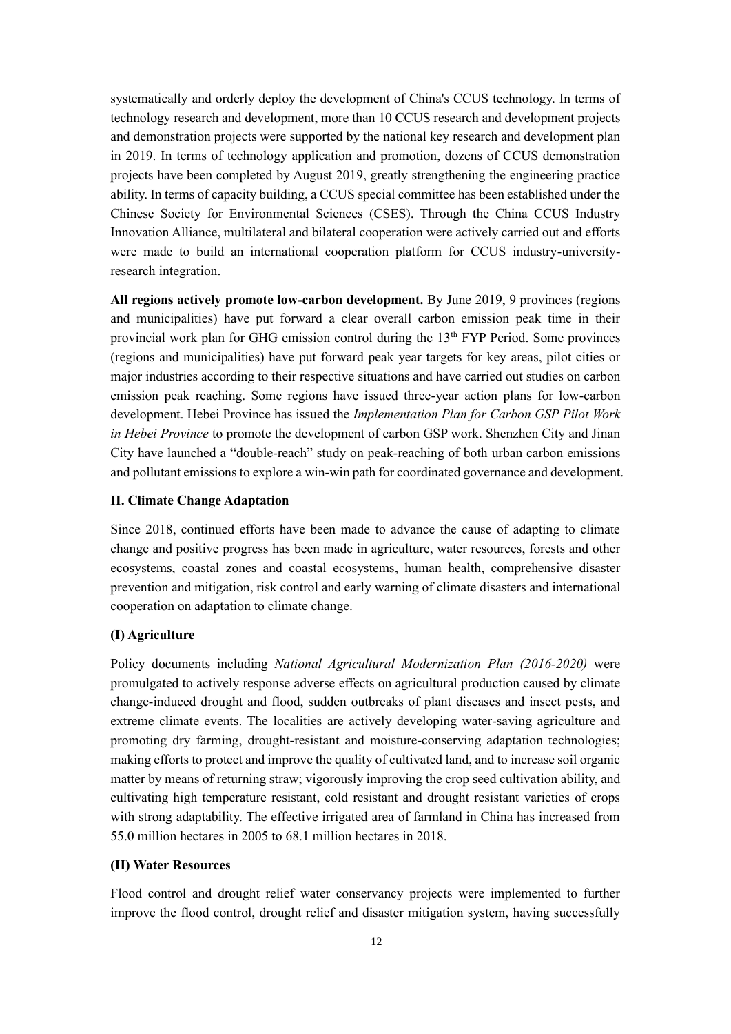systematically and orderly deploy the development of China's CCUS technology. In terms of technology research and development, more than 10 CCUS research and development projects and demonstration projects were supported by the national key research and development plan in 2019. In terms of technology application and promotion, dozens of CCUS demonstration projects have been completed by August 2019, greatly strengthening the engineering practice ability. In terms of capacity building, a CCUS special committee has been established under the Chinese Society for Environmental Sciences (CSES). Through the China CCUS Industry Innovation Alliance, multilateral and bilateral cooperation were actively carried out and efforts were made to build an international cooperation platform for CCUS industry-university-research integration.

**All regions actively promote low-carbon development.** By June 2019, 9 provinces (regions and municipalities) have put forward a clear overall carbon emission peak time in their provincial work plan for GHG emission control during the 13th FYP Period. Some provinces (regions and municipalities) have put forward peak year targets for key areas, pilot cities or major industries according to their respective situations and have carried out studies on carbon emission peak reaching. Some regions have issued three-year action plans for low-carbon development. Hebei Province has issued the *Implementation Plan for Carbon GSP Pilot Work in Hebei Province* to promote the development of carbon GSP work. Shenzhen City and Jinan City have launched a "double-reach" study on peak-reaching of both urban carbon emissions and pollutant emissions to explore a win-win path for coordinated governance and development.

## II. Climate Change Adaptation

Since 2018, continued efforts have been made to advance the cause of adapting to climate change and positive progress has been made in agriculture, water resources, forests and other ecosystems, coastal zones and coastal ecosystems, human health, comprehensive disaster prevention and mitigation, risk control and early warning of climate disasters and international cooperation on adaptation to climate change.

### (I) Agriculture

Policy documents including *National Agricultural Modernization Plan (2016-2020)* were promulgated to actively response adverse effects on agricultural production caused by climate change-induced drought and flood, sudden outbreaks of plant diseases and insect pests, and extreme climate events. The localities are actively developing water-saving agriculture and promoting dry farming, drought-resistant and moisture-conserving adaptation technologies; making efforts to protect and improve the quality of cultivated land, and to increase soil organic matter by means of returning straw; vigorously improving the crop seed cultivation ability, and cultivating high temperature resistant, cold resistant and drought resistant varieties of crops with strong adaptability. The effective irrigated area of farmland in China has increased from 55.0 million hectares in 2005 to 68.1 million hectares in 2018.

### (II) Water Resources

Flood control and drought relief water conservancy projects were implemented to further improve the flood control, drought relief and disaster mitigation system, having successfully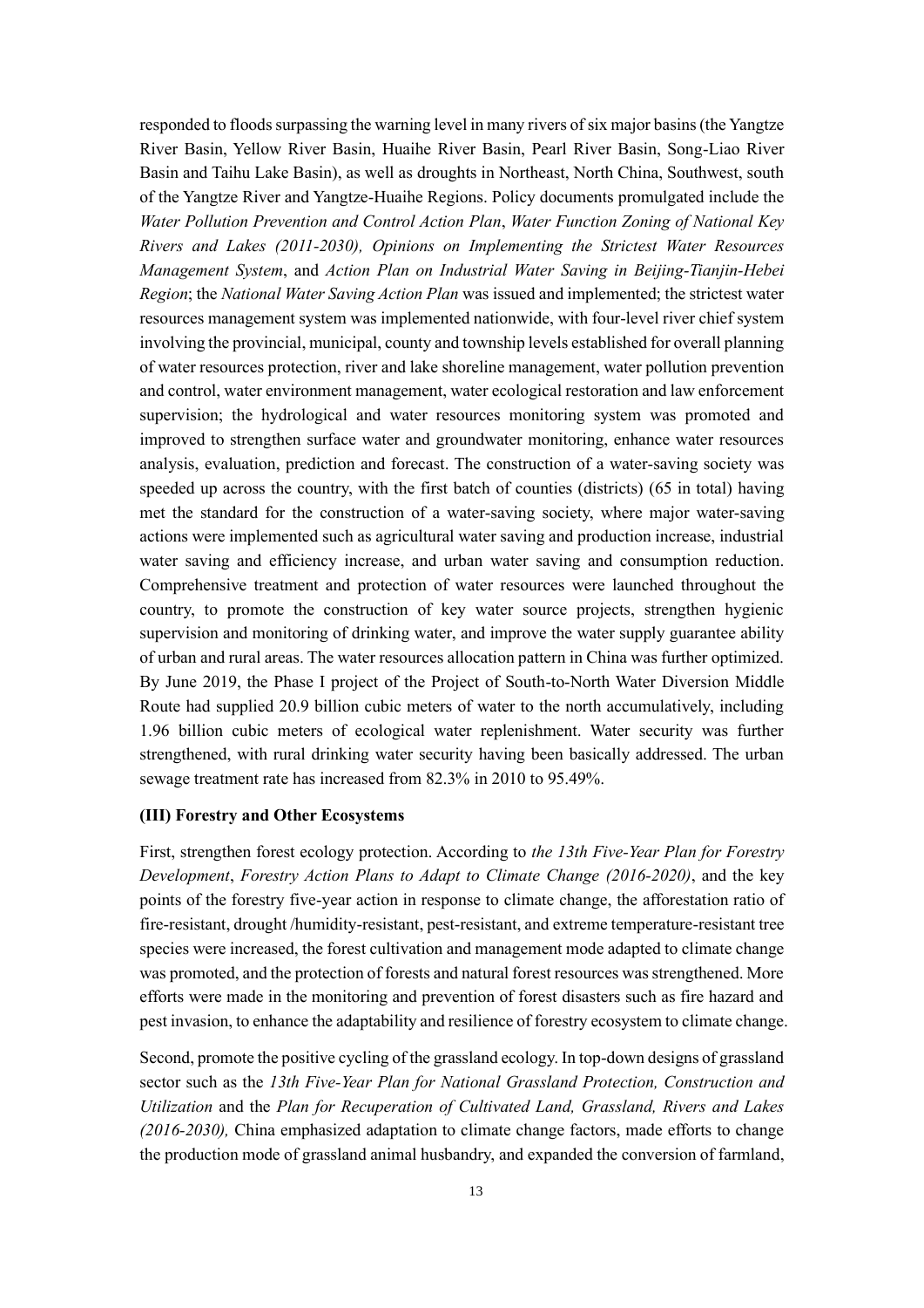responded to floods surpassing the warning level in many rivers of six major basins (the Yangtze River Basin, Yellow River Basin, Huaihe River Basin, Pearl River Basin, Song-Liao River Basin and Taihu Lake Basin), as well as droughts in Northeast, North China, Southwest, south of the Yangtze River and Yangtze-Huaihe Regions. Policy documents promulgated include the *Water Pollution Prevention and Control Action Plan*, *Water Function Zoning of National Key Rivers and Lakes (2011-2030), Opinions on Implementing the Strictest Water Resources Management System*, and *Action Plan on Industrial Water Saving in Beijing-Tianjin-Hebei Region*; the *National Water Saving Action Plan* was issued and implemented; the strictest water resources management system was implemented nationwide, with four-level river chief system involving the provincial, municipal, county and township levels established for overall planning of water resources protection, river and lake shoreline management, water pollution prevention and control, water environment management, water ecological restoration and law enforcement supervision; the hydrological and water resources monitoring system was promoted and improved to strengthen surface water and groundwater monitoring, enhance water resources analysis, evaluation, prediction and forecast. The construction of a water-saving society was speeded up across the country, with the first batch of counties (districts) (65 in total) having met the standard for the construction of a water-saving society, where major water-saving actions were implemented such as agricultural water saving and production increase, industrial water saving and efficiency increase, and urban water saving and consumption reduction. Comprehensive treatment and protection of water resources were launched throughout the country, to promote the construction of key water source projects, strengthen hygienic supervision and monitoring of drinking water, and improve the water supply guarantee ability of urban and rural areas. The water resources allocation pattern in China was further optimized. By June 2019, the Phase I project of the Project of South-to-North Water Diversion Middle Route had supplied 20.9 billion cubic meters of water to the north accumulatively, including 1.96 billion cubic meters of ecological water replenishment. Water security was further strengthened, with rural drinking water security having been basically addressed. The urban sewage treatment rate has increased from 82.3% in 2010 to 95.49%.

**(III) Forestry and Other Ecosystems**

First, strengthen forest ecology protection. According to *the 13th Five-Year Plan for Forestry Development*, *Forestry Action Plans to Adapt to Climate Change (2016-2020)*, and the key points of the forestry five-year action in response to climate change, the afforestation ratio of fire-resistant, drought /humidity-resistant, pest-resistant, and extreme temperature-resistant tree species were increased, the forest cultivation and management mode adapted to climate change was promoted, and the protection of forests and natural forest resources was strengthened. More efforts were made in the monitoring and prevention of forest disasters such as fire hazard and pest invasion, to enhance the adaptability and resilience of forestry ecosystem to climate change.

Second, promote the positive cycling of the grassland ecology. In top-down designs of grassland sector such as the *13th Five-Year Plan for National Grassland Protection, Construction and Utilization* and the *Plan for Recuperation of Cultivated Land, Grassland, Rivers and Lakes (2016-2030),* China emphasized adaptation to climate change factors, made efforts to change the production mode of grassland animal husbandry, and expanded the conversion of farmland,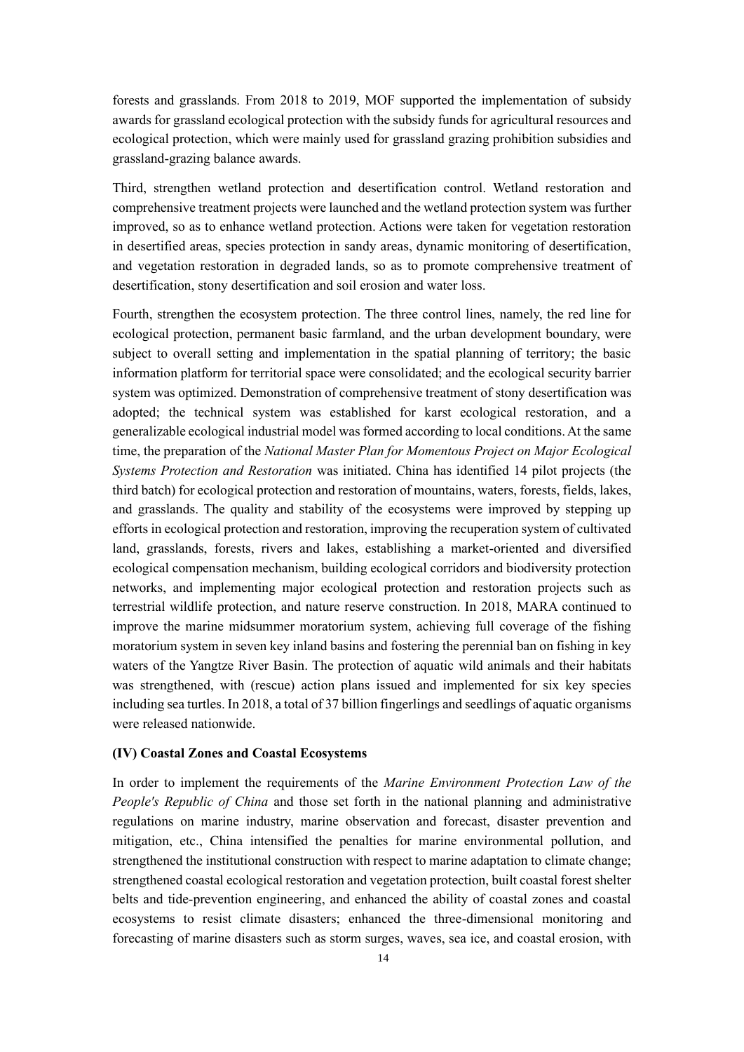forests and grasslands. From 2018 to 2019, MOF supported the implementation of subsidy awards for grassland ecological protection with the subsidy funds for agricultural resources and ecological protection, which were mainly used for grassland grazing prohibition subsidies and grassland-grazing balance awards.

Third, strengthen wetland protection and desertification control. Wetland restoration and comprehensive treatment projects were launched and the wetland protection system was further improved, so as to enhance wetland protection. Actions were taken for vegetation restoration in desertified areas, species protection in sandy areas, dynamic monitoring of desertification, and vegetation restoration in degraded lands, so as to promote comprehensive treatment of desertification, stony desertification and soil erosion and water loss.

Fourth, strengthen the ecosystem protection. The three control lines, namely, the red line for ecological protection, permanent basic farmland, and the urban development boundary, were subject to overall setting and implementation in the spatial planning of territory; the basic information platform for territorial space were consolidated; and the ecological security barrier system was optimized. Demonstration of comprehensive treatment of stony desertification was adopted; the technical system was established for karst ecological restoration, and a generalizable ecological industrial model was formed according to local conditions. At the same time, the preparation of the *National Master Plan for Momentous Project on Major Ecological Systems Protection and Restoration* was initiated. China has identified 14 pilot projects (the third batch) for ecological protection and restoration of mountains, waters, forests, fields, lakes, and grasslands. The quality and stability of the ecosystems were improved by stepping up efforts in ecological protection and restoration, improving the recuperation system of cultivated land, grasslands, forests, rivers and lakes, establishing a market-oriented and diversified ecological compensation mechanism, building ecological corridors and biodiversity protection networks, and implementing major ecological protection and restoration projects such as terrestrial wildlife protection, and nature reserve construction. In 2018, MARA continued to improve the marine midsummer moratorium system, achieving full coverage of the fishing moratorium system in seven key inland basins and fostering the perennial ban on fishing in key waters of the Yangtze River Basin. The protection of aquatic wild animals and their habitats was strengthened, with (rescue) action plans issued and implemented for six key species including sea turtles. In 2018, a total of 37 billion fingerlings and seedlings of aquatic organisms were released nationwide.

**(IV) Coastal Zones and Coastal Ecosystems**

In order to implement the requirements of the *Marine Environment Protection Law of the People's Republic of China* and those set forth in the national planning and administrative regulations on marine industry, marine observation and forecast, disaster prevention and mitigation, etc., China intensified the penalties for marine environmental pollution, and strengthened the institutional construction with respect to marine adaptation to climate change; strengthened coastal ecological restoration and vegetation protection, built coastal forest shelter belts and tide-prevention engineering, and enhanced the ability of coastal zones and coastal ecosystems to resist climate disasters; enhanced the three-dimensional monitoring and forecasting of marine disasters such as storm surges, waves, sea ice, and coastal erosion, with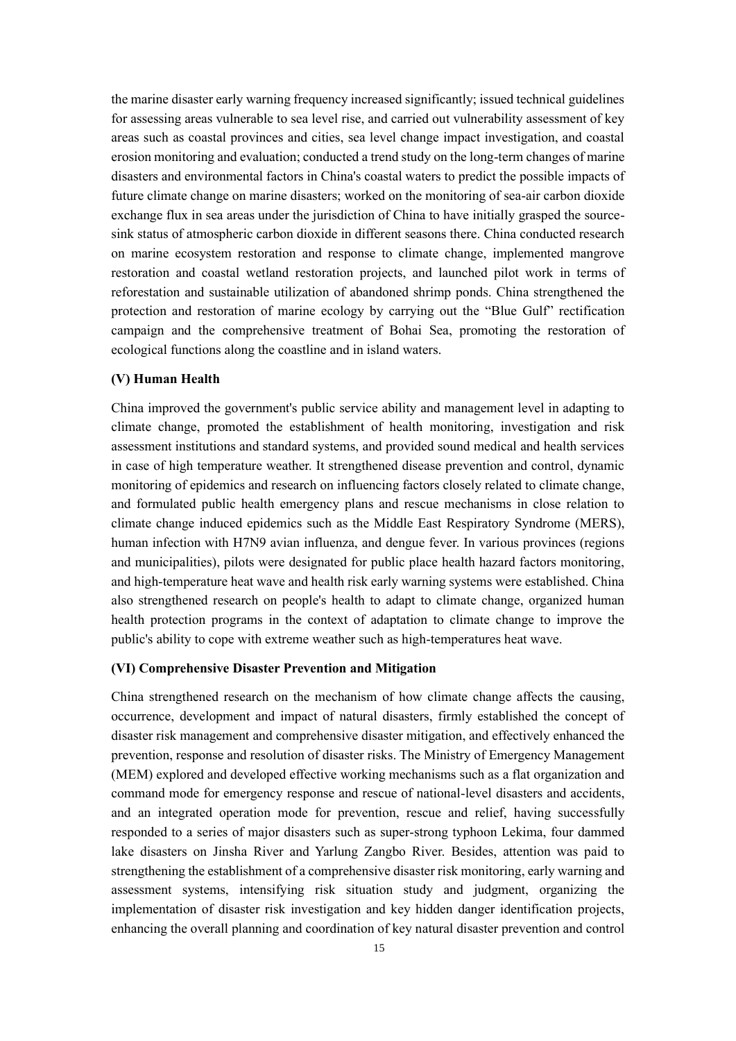the marine disaster early warning frequency increased significantly; issued technical guidelines for assessing areas vulnerable to sea level rise, and carried out vulnerability assessment of key areas such as coastal provinces and cities, sea level change impact investigation, and coastal erosion monitoring and evaluation; conducted a trend study on the long-term changes of marine disasters and environmental factors in China's coastal waters to predict the possible impacts of future climate change on marine disasters; worked on the monitoring of sea-air carbon dioxide exchange flux in sea areas under the jurisdiction of China to have initially grasped the source-sink status of atmospheric carbon dioxide in different seasons there. China conducted research on marine ecosystem restoration and response to climate change, implemented mangrove restoration and coastal wetland restoration projects, and launched pilot work in terms of reforestation and sustainable utilization of abandoned shrimp ponds. China strengthened the protection and restoration of marine ecology by carrying out the "Blue Gulf" rectification campaign and the comprehensive treatment of Bohai Sea, promoting the restoration of ecological functions along the coastline and in island waters.

**(V) Human Health**

China improved the government's public service ability and management level in adapting to climate change, promoted the establishment of health monitoring, investigation and risk assessment institutions and standard systems, and provided sound medical and health services in case of high temperature weather. It strengthened disease prevention and control, dynamic monitoring of epidemics and research on influencing factors closely related to climate change, and formulated public health emergency plans and rescue mechanisms in close relation to climate change induced epidemics such as the Middle East Respiratory Syndrome (MERS), human infection with H7N9 avian influenza, and dengue fever. In various provinces (regions and municipalities), pilots were designated for public place health hazard factors monitoring, and high-temperature heat wave and health risk early warning systems were established. China also strengthened research on people's health to adapt to climate change, organized human health protection programs in the context of adaptation to climate change to improve the public's ability to cope with extreme weather such as high-temperatures heat wave.

**(VI) Comprehensive Disaster Prevention and Mitigation**

China strengthened research on the mechanism of how climate change affects the causing, occurrence, development and impact of natural disasters, firmly established the concept of disaster risk management and comprehensive disaster mitigation, and effectively enhanced the prevention, response and resolution of disaster risks. The Ministry of Emergency Management (MEM) explored and developed effective working mechanisms such as a flat organization and command mode for emergency response and rescue of national-level disasters and accidents, and an integrated operation mode for prevention, rescue and relief, having successfully responded to a series of major disasters such as super-strong typhoon Lekima, four dammed lake disasters on Jinsha River and Yarlung Zangbo River. Besides, attention was paid to strengthening the establishment of a comprehensive disaster risk monitoring, early warning and assessment systems, intensifying risk situation study and judgment, organizing the implementation of disaster risk investigation and key hidden danger identification projects, enhancing the overall planning and coordination of key natural disaster prevention and control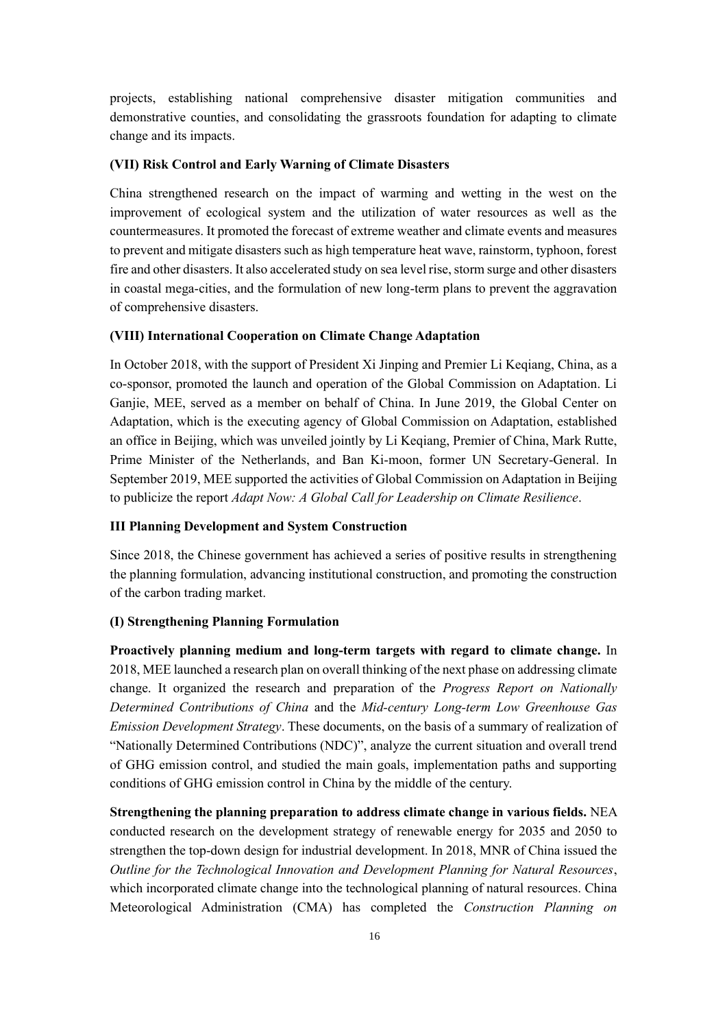projects, establishing national comprehensive disaster mitigation communities and demonstrative counties, and consolidating the grassroots foundation for adapting to climate change and its impacts.

### (VII) Risk Control and Early Warning of Climate Disasters

China strengthened research on the impact of warming and wetting in the west on the improvement of ecological system and the utilization of water resources as well as the countermeasures. It promoted the forecast of extreme weather and climate events and measures to prevent and mitigate disasters such as high temperature heat wave, rainstorm, typhoon, forest fire and other disasters. It also accelerated study on sea level rise, storm surge and other disasters in coastal mega-cities, and the formulation of new long-term plans to prevent the aggravation of comprehensive disasters.

### (VIII) International Cooperation on Climate Change Adaptation

In October 2018, with the support of President Xi Jinping and Premier Li Keqiang, China, as a co-sponsor, promoted the launch and operation of the Global Commission on Adaptation. Li Ganjie, MEE, served as a member on behalf of China. In June 2019, the Global Center on Adaptation, which is the executing agency of Global Commission on Adaptation, established an office in Beijing, which was unveiled jointly by Li Keqiang, Premier of China, Mark Rutte, Prime Minister of the Netherlands, and Ban Ki-moon, former UN Secretary-General. In September 2019, MEE supported the activities of Global Commission on Adaptation in Beijing to publicize the report *Adapt Now: A Global Call for Leadership on Climate Resilience*.

## III Planning Development and System Construction

Since 2018, the Chinese government has achieved a series of positive results in strengthening the planning formulation, advancing institutional construction, and promoting the construction of the carbon trading market.

### (I) Strengthening Planning Formulation

**Proactively planning medium and long-term targets with regard to climate change.** In 2018, MEE launched a research plan on overall thinking of the next phase on addressing climate change. It organized the research and preparation of the *Progress Report on Nationally Determined Contributions of China* and the *Mid-century Long-term Low Greenhouse Gas Emission Development Strategy*. These documents, on the basis of a summary of realization of "Nationally Determined Contributions (NDC)", analyze the current situation and overall trend of GHG emission control, and studied the main goals, implementation paths and supporting conditions of GHG emission control in China by the middle of the century.

**Strengthening the planning preparation to address climate change in various fields.** NEA conducted research on the development strategy of renewable energy for 2035 and 2050 to strengthen the top-down design for industrial development. In 2018, MNR of China issued the *Outline for the Technological Innovation and Development Planning for Natural Resources*, which incorporated climate change into the technological planning of natural resources. China Meteorological Administration (CMA) has completed the *Construction Planning on*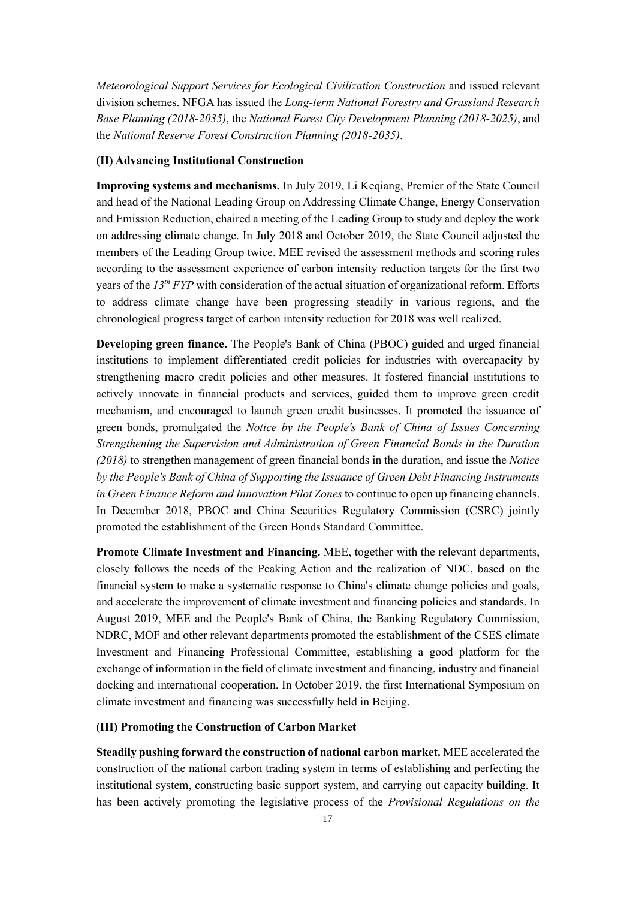*Meteorological Support Services for Ecological Civilization Construction* and issued relevant division schemes. NFGA has issued the *Long-term National Forestry and Grassland Research Base Planning (2018-2035)*, the *National Forest City Development Planning (2018-2025)*, and the *National Reserve Forest Construction Planning (2018-2035)*.

### (II) Advancing Institutional Construction

**Improving systems and mechanisms.** In July 2019, Li Keqiang, Premier of the State Council and head of the National Leading Group on Addressing Climate Change, Energy Conservation and Emission Reduction, chaired a meeting of the Leading Group to study and deploy the work on addressing climate change. In July 2018 and October 2019, the State Council adjusted the members of the Leading Group twice. MEE revised the assessment methods and scoring rules according to the assessment experience of carbon intensity reduction targets for the first two years of the *13th FYP* with consideration of the actual situation of organizational reform. Efforts to address climate change have been progressing steadily in various regions, and the chronological progress target of carbon intensity reduction for 2018 was well realized.

**Developing green finance.** The People's Bank of China (PBOC) guided and urged financial institutions to implement differentiated credit policies for industries with overcapacity by strengthening macro credit policies and other measures. It fostered financial institutions to actively innovate in financial products and services, guided them to improve green credit mechanism, and encouraged to launch green credit businesses. It promoted the issuance of green bonds, promulgated the *Notice by the People's Bank of China of Issues Concerning Strengthening the Supervision and Administration of Green Financial Bonds in the Duration (2018)* to strengthen management of green financial bonds in the duration, and issue the *Notice by the People's Bank of China of Supporting the Issuance of Green Debt Financing Instruments in Green Finance Reform and Innovation Pilot Zones* to continue to open up financing channels. In December 2018, PBOC and China Securities Regulatory Commission (CSRC) jointly promoted the establishment of the Green Bonds Standard Committee.

**Promote Climate Investment and Financing.** MEE, together with the relevant departments, closely follows the needs of the Peaking Action and the realization of NDC, based on the financial system to make a systematic response to China's climate change policies and goals, and accelerate the improvement of climate investment and financing policies and standards. In August 2019, MEE and the People's Bank of China, the Banking Regulatory Commission, NDRC, MOF and other relevant departments promoted the establishment of the CSES climate Investment and Financing Professional Committee, establishing a good platform for the exchange of information in the field of climate investment and financing, industry and financial docking and international cooperation. In October 2019, the first International Symposium on climate investment and financing was successfully held in Beijing.

### (III) Promoting the Construction of Carbon Market

**Steadily pushing forward the construction of national carbon market.** MEE accelerated the construction of the national carbon trading system in terms of establishing and perfecting the institutional system, constructing basic support system, and carrying out capacity building. It has been actively promoting the legislative process of the *Provisional Regulations on the*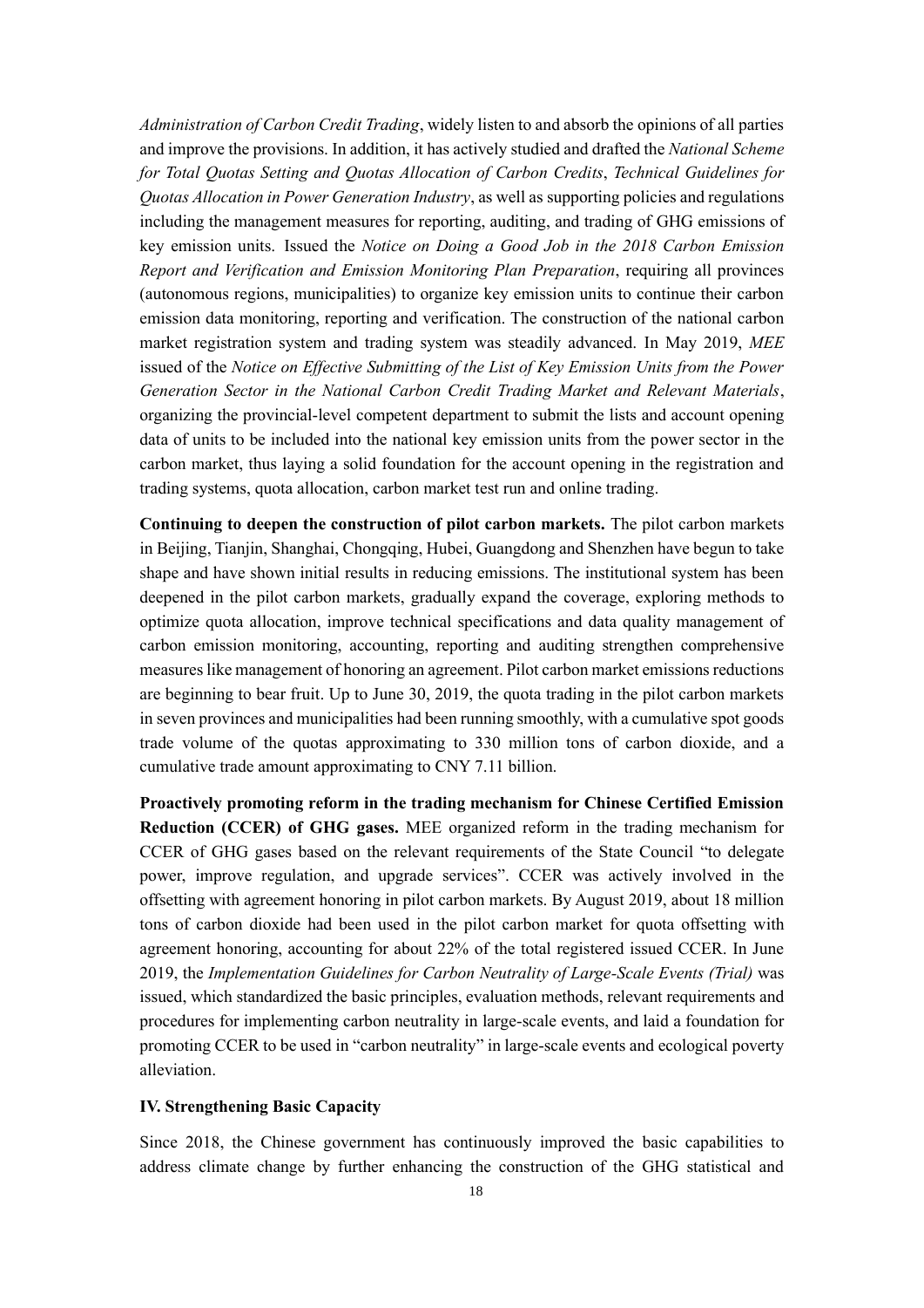*Administration of Carbon Credit Trading*, widely listen to and absorb the opinions of all parties and improve the provisions. In addition, it has actively studied and drafted the *National Scheme for Total Quotas Setting and Quotas Allocation of Carbon Credits*, *Technical Guidelines for Quotas Allocation in Power Generation Industry*, as well as supporting policies and regulations including the management measures for reporting, auditing, and trading of GHG emissions of key emission units. Issued the *Notice on Doing a Good Job in the 2018 Carbon Emission Report and Verification and Emission Monitoring Plan Preparation*, requiring all provinces (autonomous regions, municipalities) to organize key emission units to continue their carbon emission data monitoring, reporting and verification. The construction of the national carbon market registration system and trading system was steadily advanced. In May 2019, *MEE* issued of the *Notice on Effective Submitting of the List of Key Emission Units from the Power Generation Sector in the National Carbon Credit Trading Market and Relevant Materials*, organizing the provincial-level competent department to submit the lists and account opening data of units to be included into the national key emission units from the power sector in the carbon market, thus laying a solid foundation for the account opening in the registration and trading systems, quota allocation, carbon market test run and online trading.

**Continuing to deepen the construction of pilot carbon markets.** The pilot carbon markets in Beijing, Tianjin, Shanghai, Chongqing, Hubei, Guangdong and Shenzhen have begun to take shape and have shown initial results in reducing emissions. The institutional system has been deepened in the pilot carbon markets, gradually expand the coverage, exploring methods to optimize quota allocation, improve technical specifications and data quality management of carbon emission monitoring, accounting, reporting and auditing strengthen comprehensive measures like management of honoring an agreement. Pilot carbon market emissions reductions are beginning to bear fruit. Up to June 30, 2019, the quota trading in the pilot carbon markets in seven provinces and municipalities had been running smoothly, with a cumulative spot goods trade volume of the quotas approximating to 330 million tons of carbon dioxide, and a cumulative trade amount approximating to CNY 7.11 billion.

**Proactively promoting reform in the trading mechanism for Chinese Certified Emission Reduction (CCER) of GHG gases.** MEE organized reform in the trading mechanism for CCER of GHG gases based on the relevant requirements of the State Council "to delegate power, improve regulation, and upgrade services". CCER was actively involved in the offsetting with agreement honoring in pilot carbon markets. By August 2019, about 18 million tons of carbon dioxide had been used in the pilot carbon market for quota offsetting with agreement honoring, accounting for about 22% of the total registered issued CCER. In June 2019, the *Implementation Guidelines for Carbon Neutrality of Large-Scale Events (Trial)* was issued, which standardized the basic principles, evaluation methods, relevant requirements and procedures for implementing carbon neutrality in large-scale events, and laid a foundation for promoting CCER to be used in "carbon neutrality" in large-scale events and ecological poverty alleviation.

### IV. Strengthening Basic Capacity

Since 2018, the Chinese government has continuously improved the basic capabilities to address climate change by further enhancing the construction of the GHG statistical and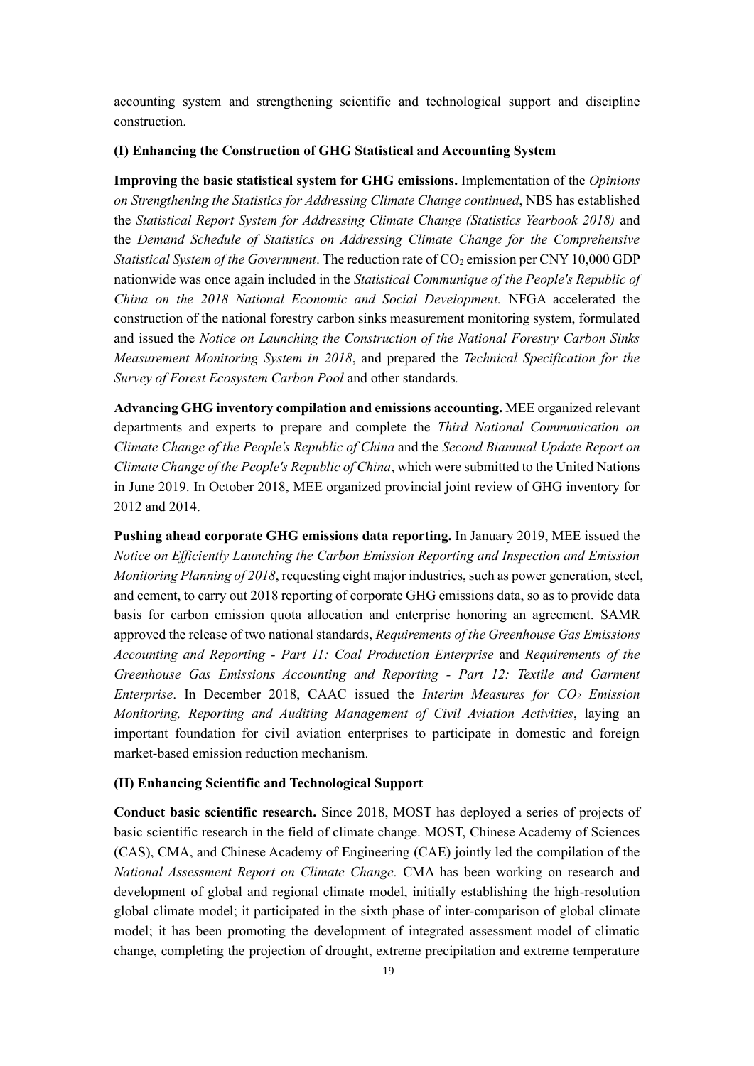accounting system and strengthening scientific and technological support and discipline construction.

### (I) Enhancing the Construction of GHG Statistical and Accounting System

**Improving the basic statistical system for GHG emissions.** Implementation of the *Opinions on Strengthening the Statistics for Addressing Climate Change continued*, NBS has established the *Statistical Report System for Addressing Climate Change (Statistics Yearbook 2018)* and the *Demand Schedule of Statistics on Addressing Climate Change for the Comprehensive Statistical System of the Government*. The reduction rate of $CO_2$ emission per CNY 10,000 GDP nationwide was once again included in the *Statistical Communique of the People's Republic of China on the 2018 National Economic and Social Development.* NFGA accelerated the construction of the national forestry carbon sinks measurement monitoring system, formulated and issued the *Notice on Launching the Construction of the National Forestry Carbon Sinks Measurement Monitoring System in 2018*, and prepared the *Technical Specification for the Survey of Forest Ecosystem Carbon Pool* and other standards*.*

**Advancing GHG inventory compilation and emissions accounting.** MEE organized relevant departments and experts to prepare and complete the *Third National Communication on Climate Change of the People's Republic of China* and the *Second Biannual Update Report on Climate Change of the People's Republic of China*, which were submitted to the United Nations in June 2019. In October 2018, MEE organized provincial joint review of GHG inventory for 2012 and 2014.

**Pushing ahead corporate GHG emissions data reporting.** In January 2019, MEE issued the *Notice on Efficiently Launching the Carbon Emission Reporting and Inspection and Emission Monitoring Planning of 2018*, requesting eight major industries, such as power generation, steel, and cement, to carry out 2018 reporting of corporate GHG emissions data, so as to provide data basis for carbon emission quota allocation and enterprise honoring an agreement. SAMR approved the release of two national standards, *Requirements of the Greenhouse Gas Emissions Accounting and Reporting - Part 11: Coal Production Enterprise* and *Requirements of the Greenhouse Gas Emissions Accounting and Reporting - Part 12: Textile and Garment Enterprise*. In December 2018, CAAC issued the *Interim Measures for $CO_2$ Emission Monitoring, Reporting and Auditing Management of Civil Aviation Activities*, laying an important foundation for civil aviation enterprises to participate in domestic and foreign market-based emission reduction mechanism.

### (II) Enhancing Scientific and Technological Support

**Conduct basic scientific research.** Since 2018, MOST has deployed a series of projects of basic scientific research in the field of climate change. MOST, Chinese Academy of Sciences (CAS), CMA, and Chinese Academy of Engineering (CAE) jointly led the compilation of the *National Assessment Report on Climate Change*. CMA has been working on research and development of global and regional climate model, initially establishing the high-resolution global climate model; it participated in the sixth phase of inter-comparison of global climate model; it has been promoting the development of integrated assessment model of climatic change, completing the projection of drought, extreme precipitation and extreme temperature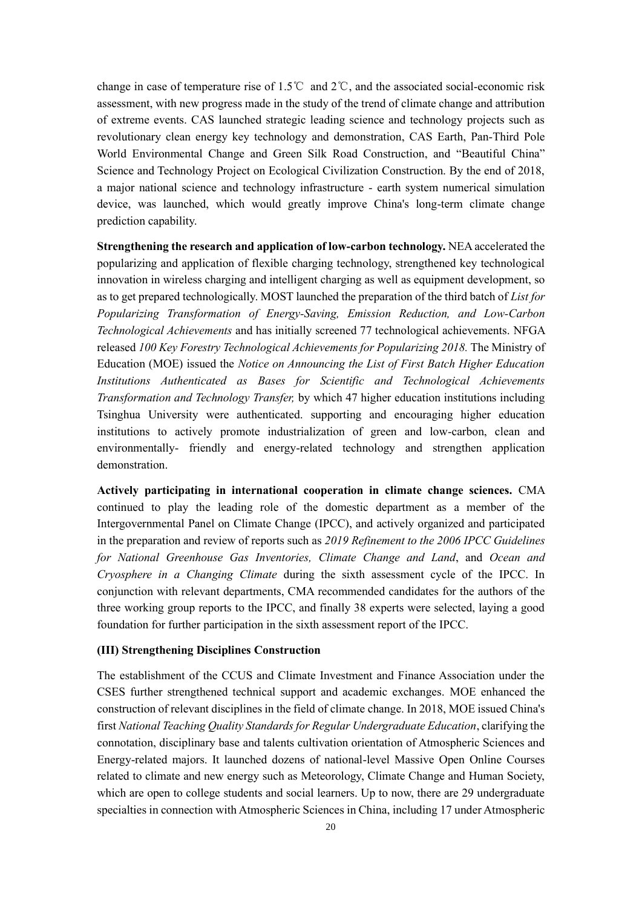change in case of temperature rise of 1.5℃ and 2℃, and the associated social-economic risk assessment, with new progress made in the study of the trend of climate change and attribution of extreme events. CAS launched strategic leading science and technology projects such as revolutionary clean energy key technology and demonstration, CAS Earth, Pan-Third Pole World Environmental Change and Green Silk Road Construction, and "Beautiful China" Science and Technology Project on Ecological Civilization Construction. By the end of 2018, a major national science and technology infrastructure - earth system numerical simulation device, was launched, which would greatly improve China's long-term climate change prediction capability.

**Strengthening the research and application of low-carbon technology.** NEA accelerated the popularizing and application of flexible charging technology, strengthened key technological innovation in wireless charging and intelligent charging as well as equipment development, so as to get prepared technologically. MOST launched the preparation of the third batch of *List for Popularizing Transformation of Energy-Saving, Emission Reduction, and Low-Carbon Technological Achievements* and has initially screened 77 technological achievements. NFGA released *100 Key Forestry Technological Achievements for Popularizing 2018.* The Ministry of Education (MOE) issued the *Notice on Announcing the List of First Batch Higher Education Institutions Authenticated as Bases for Scientific and Technological Achievements Transformation and Technology Transfer,* by which 47 higher education institutions including Tsinghua University were authenticated. supporting and encouraging higher education institutions to actively promote industrialization of green and low-carbon, clean and environmentally- friendly and energy-related technology and strengthen application demonstration.

**Actively participating in international cooperation in climate change sciences.** CMA continued to play the leading role of the domestic department as a member of the Intergovernmental Panel on Climate Change (IPCC), and actively organized and participated in the preparation and review of reports such as *2019 Refinement to the 2006 IPCC Guidelines for National Greenhouse Gas Inventories, Climate Change and Land*, and *Ocean and Cryosphere in a Changing Climate* during the sixth assessment cycle of the IPCC. In conjunction with relevant departments, CMA recommended candidates for the authors of the three working group reports to the IPCC, and finally 38 experts were selected, laying a good foundation for further participation in the sixth assessment report of the IPCC.

### (III) Strengthening Disciplines Construction

The establishment of the CCUS and Climate Investment and Finance Association under the CSES further strengthened technical support and academic exchanges. MOE enhanced the construction of relevant disciplines in the field of climate change. In 2018, MOE issued China's first *National Teaching Quality Standards for Regular Undergraduate Education*, clarifying the connotation, disciplinary base and talents cultivation orientation of Atmospheric Sciences and Energy-related majors. It launched dozens of national-level Massive Open Online Courses related to climate and new energy such as Meteorology, Climate Change and Human Society, which are open to college students and social learners. Up to now, there are 29 undergraduate specialties in connection with Atmospheric Sciences in China, including 17 under Atmospheric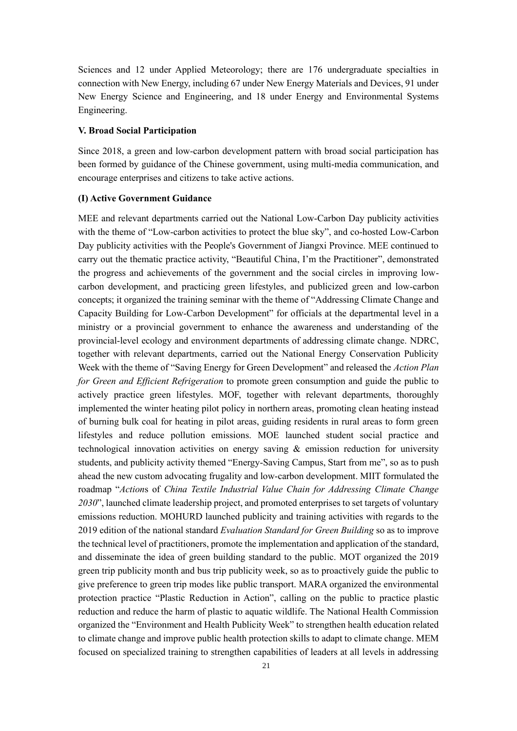Sciences and 12 under Applied Meteorology; there are 176 undergraduate specialties in connection with New Energy, including 67 under New Energy Materials and Devices, 91 under New Energy Science and Engineering, and 18 under Energy and Environmental Systems Engineering.

## V. Broad Social Participation

Since 2018, a green and low-carbon development pattern with broad social participation has been formed by guidance of the Chinese government, using multi-media communication, and encourage enterprises and citizens to take active actions.

### (I) Active Government Guidance

MEE and relevant departments carried out the National Low-Carbon Day publicity activities with the theme of "Low-carbon activities to protect the blue sky", and co-hosted Low-Carbon Day publicity activities with the People's Government of Jiangxi Province. MEE continued to carry out the thematic practice activity, "Beautiful China, I'm the Practitioner", demonstrated the progress and achievements of the government and the social circles in improving low-carbon development, and practicing green lifestyles, and publicized green and low-carbon concepts; it organized the training seminar with the theme of "Addressing Climate Change and Capacity Building for Low-Carbon Development" for officials at the departmental level in a ministry or a provincial government to enhance the awareness and understanding of the provincial-level ecology and environment departments of addressing climate change. NDRC, together with relevant departments, carried out the National Energy Conservation Publicity Week with the theme of "Saving Energy for Green Development" and released the *Action Plan for Green and Efficient Refrigeration* to promote green consumption and guide the public to actively practice green lifestyles. MOF, together with relevant departments, thoroughly implemented the winter heating pilot policy in northern areas, promoting clean heating instead of burning bulk coal for heating in pilot areas, guiding residents in rural areas to form green lifestyles and reduce pollution emissions. MOE launched student social practice and technological innovation activities on energy saving & emission reduction for university students, and publicity activity themed "Energy-Saving Campus, Start from me", so as to push ahead the new custom advocating frugality and low-carbon development. MIIT formulated the roadmap "*Action*s of *China Textile Industrial Value Chain for Addressing Climate Change 2030*", launched climate leadership project, and promoted enterprises to set targets of voluntary emissions reduction. MOHURD launched publicity and training activities with regards to the 2019 edition of the national standard *Evaluation Standard for Green Building* so as to improve the technical level of practitioners, promote the implementation and application of the standard, and disseminate the idea of green building standard to the public. MOT organized the 2019 green trip publicity month and bus trip publicity week, so as to proactively guide the public to give preference to green trip modes like public transport. MARA organized the environmental protection practice "Plastic Reduction in Action", calling on the public to practice plastic reduction and reduce the harm of plastic to aquatic wildlife. The National Health Commission organized the "Environment and Health Publicity Week" to strengthen health education related to climate change and improve public health protection skills to adapt to climate change. MEM focused on specialized training to strengthen capabilities of leaders at all levels in addressing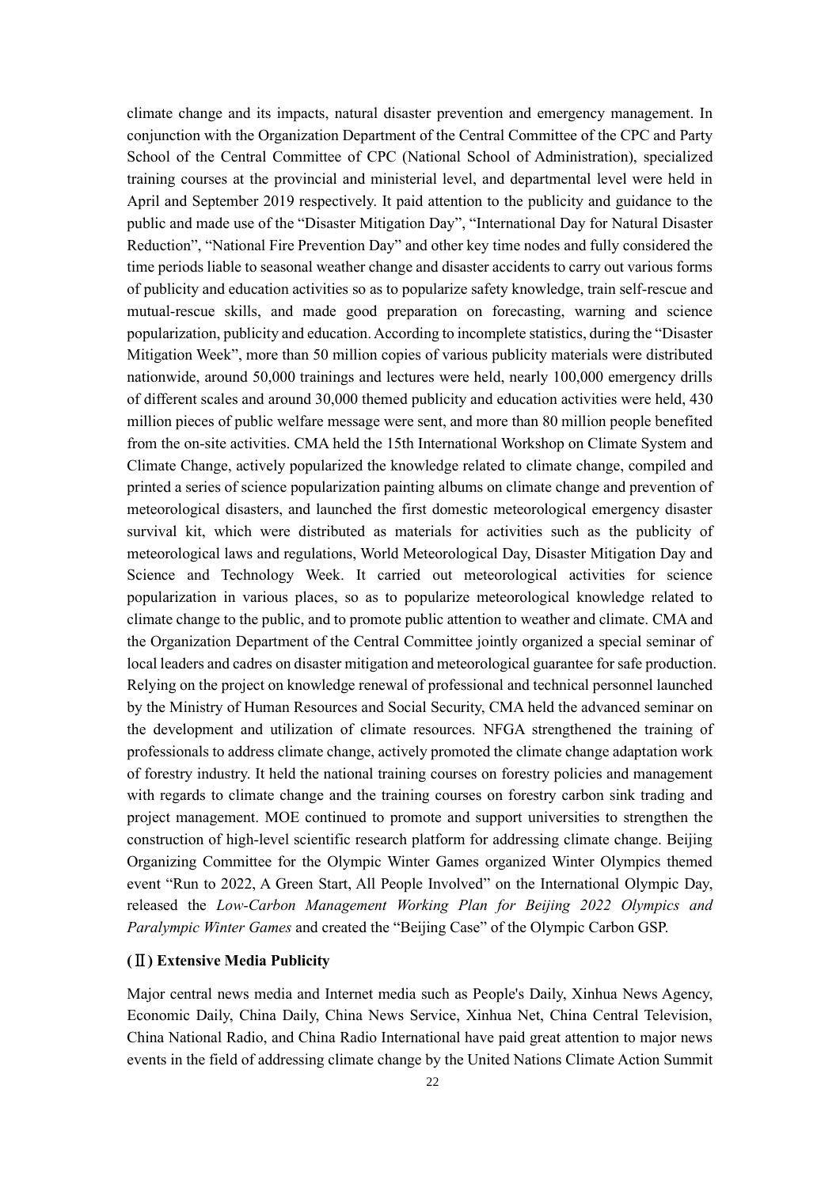climate change and its impacts, natural disaster prevention and emergency management. In conjunction with the Organization Department of the Central Committee of the CPC and Party School of the Central Committee of CPC (National School of Administration), specialized training courses at the provincial and ministerial level, and departmental level were held in April and September 2019 respectively. It paid attention to the publicity and guidance to the public and made use of the "Disaster Mitigation Day", "International Day for Natural Disaster Reduction", "National Fire Prevention Day" and other key time nodes and fully considered the time periods liable to seasonal weather change and disaster accidents to carry out various forms of publicity and education activities so as to popularize safety knowledge, train self-rescue and mutual-rescue skills, and made good preparation on forecasting, warning and science popularization, publicity and education. According to incomplete statistics, during the "Disaster Mitigation Week", more than 50 million copies of various publicity materials were distributed nationwide, around 50,000 trainings and lectures were held, nearly 100,000 emergency drills of different scales and around 30,000 themed publicity and education activities were held, 430 million pieces of public welfare message were sent, and more than 80 million people benefited from the on-site activities. CMA held the 15th International Workshop on Climate System and Climate Change, actively popularized the knowledge related to climate change, compiled and printed a series of science popularization painting albums on climate change and prevention of meteorological disasters, and launched the first domestic meteorological emergency disaster survival kit, which were distributed as materials for activities such as the publicity of meteorological laws and regulations, World Meteorological Day, Disaster Mitigation Day and Science and Technology Week. It carried out meteorological activities for science popularization in various places, so as to popularize meteorological knowledge related to climate change to the public, and to promote public attention to weather and climate. CMA and the Organization Department of the Central Committee jointly organized a special seminar of local leaders and cadres on disaster mitigation and meteorological guarantee for safe production. Relying on the project on knowledge renewal of professional and technical personnel launched by the Ministry of Human Resources and Social Security, CMA held the advanced seminar on the development and utilization of climate resources. NFGA strengthened the training of professionals to address climate change, actively promoted the climate change adaptation work of forestry industry. It held the national training courses on forestry policies and management with regards to climate change and the training courses on forestry carbon sink trading and project management. MOE continued to promote and support universities to strengthen the construction of high-level scientific research platform for addressing climate change. Beijing Organizing Committee for the Olympic Winter Games organized Winter Olympics themed event "Run to 2022, A Green Start, All People Involved" on the International Olympic Day, released the *Low-Carbon Management Working Plan for Beijing 2022 Olympics and Paralympic Winter Games* and created the "Beijing Case" of the Olympic Carbon GSP.

### (Ⅱ) Extensive Media Publicity

Major central news media and Internet media such as People's Daily, Xinhua News Agency, Economic Daily, China Daily, China News Service, Xinhua Net, China Central Television, China National Radio, and China Radio International have paid great attention to major news events in the field of addressing climate change by the United Nations Climate Action Summit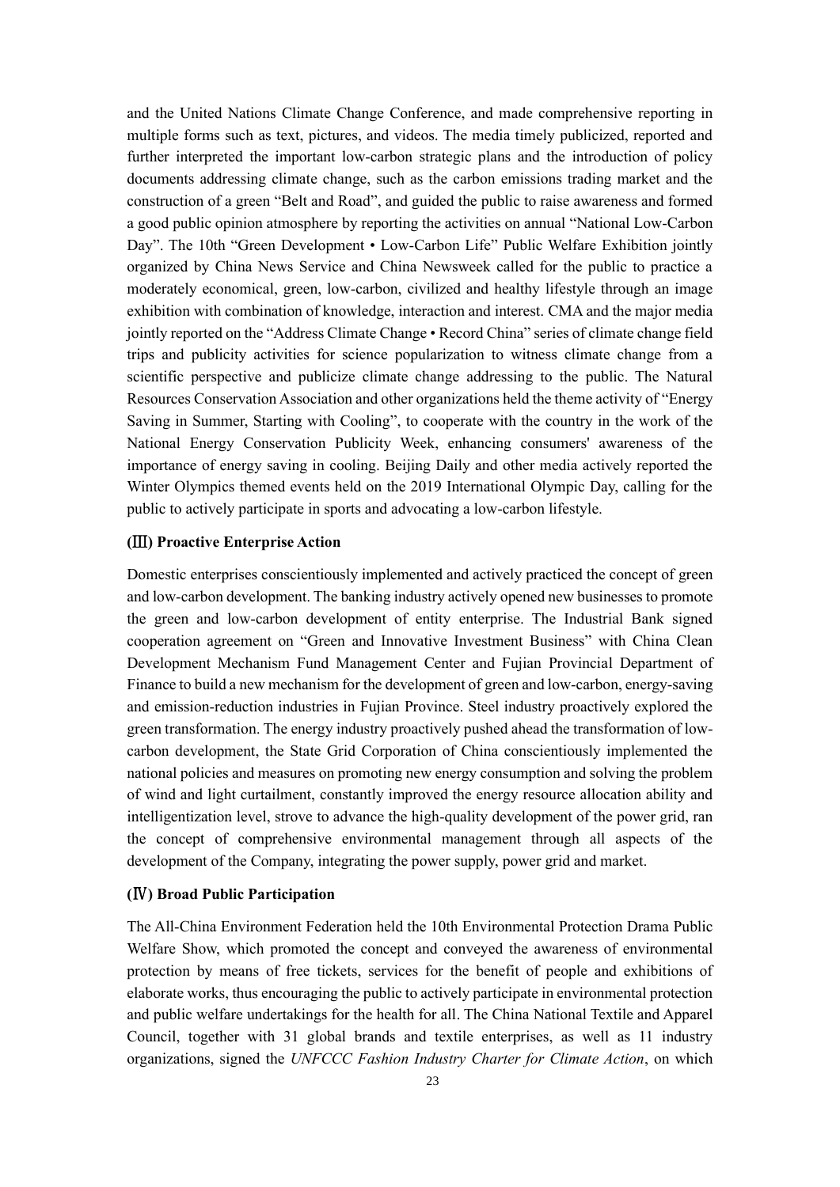and the United Nations Climate Change Conference, and made comprehensive reporting in multiple forms such as text, pictures, and videos. The media timely publicized, reported and further interpreted the important low-carbon strategic plans and the introduction of policy documents addressing climate change, such as the carbon emissions trading market and the construction of a green "Belt and Road", and guided the public to raise awareness and formed a good public opinion atmosphere by reporting the activities on annual "National Low-Carbon Day". The 10th "Green Development • Low-Carbon Life" Public Welfare Exhibition jointly organized by China News Service and China Newsweek called for the public to practice a moderately economical, green, low-carbon, civilized and healthy lifestyle through an image exhibition with combination of knowledge, interaction and interest. CMA and the major media jointly reported on the "Address Climate Change • Record China" series of climate change field trips and publicity activities for science popularization to witness climate change from a scientific perspective and publicize climate change addressing to the public. The Natural Resources Conservation Association and other organizations held the theme activity of "Energy Saving in Summer, Starting with Cooling", to cooperate with the country in the work of the National Energy Conservation Publicity Week, enhancing consumers' awareness of the importance of energy saving in cooling. Beijing Daily and other media actively reported the Winter Olympics themed events held on the 2019 International Olympic Day, calling for the public to actively participate in sports and advocating a low-carbon lifestyle.

### (Ⅲ) Proactive Enterprise Action

Domestic enterprises conscientiously implemented and actively practiced the concept of green and low-carbon development. The banking industry actively opened new businesses to promote the green and low-carbon development of entity enterprise. The Industrial Bank signed cooperation agreement on "Green and Innovative Investment Business" with China Clean Development Mechanism Fund Management Center and Fujian Provincial Department of Finance to build a new mechanism for the development of green and low-carbon, energy-saving and emission-reduction industries in Fujian Province. Steel industry proactively explored the green transformation. The energy industry proactively pushed ahead the transformation of low-carbon development, the State Grid Corporation of China conscientiously implemented the national policies and measures on promoting new energy consumption and solving the problem of wind and light curtailment, constantly improved the energy resource allocation ability and intelligentization level, strove to advance the high-quality development of the power grid, ran the concept of comprehensive environmental management through all aspects of the development of the Company, integrating the power supply, power grid and market.

### (Ⅳ) Broad Public Participation

The All-China Environment Federation held the 10th Environmental Protection Drama Public Welfare Show, which promoted the concept and conveyed the awareness of environmental protection by means of free tickets, services for the benefit of people and exhibitions of elaborate works, thus encouraging the public to actively participate in environmental protection and public welfare undertakings for the health for all. The China National Textile and Apparel Council, together with 31 global brands and textile enterprises, as well as 11 industry organizations, signed the *UNFCCC Fashion Industry Charter for Climate Action*, on which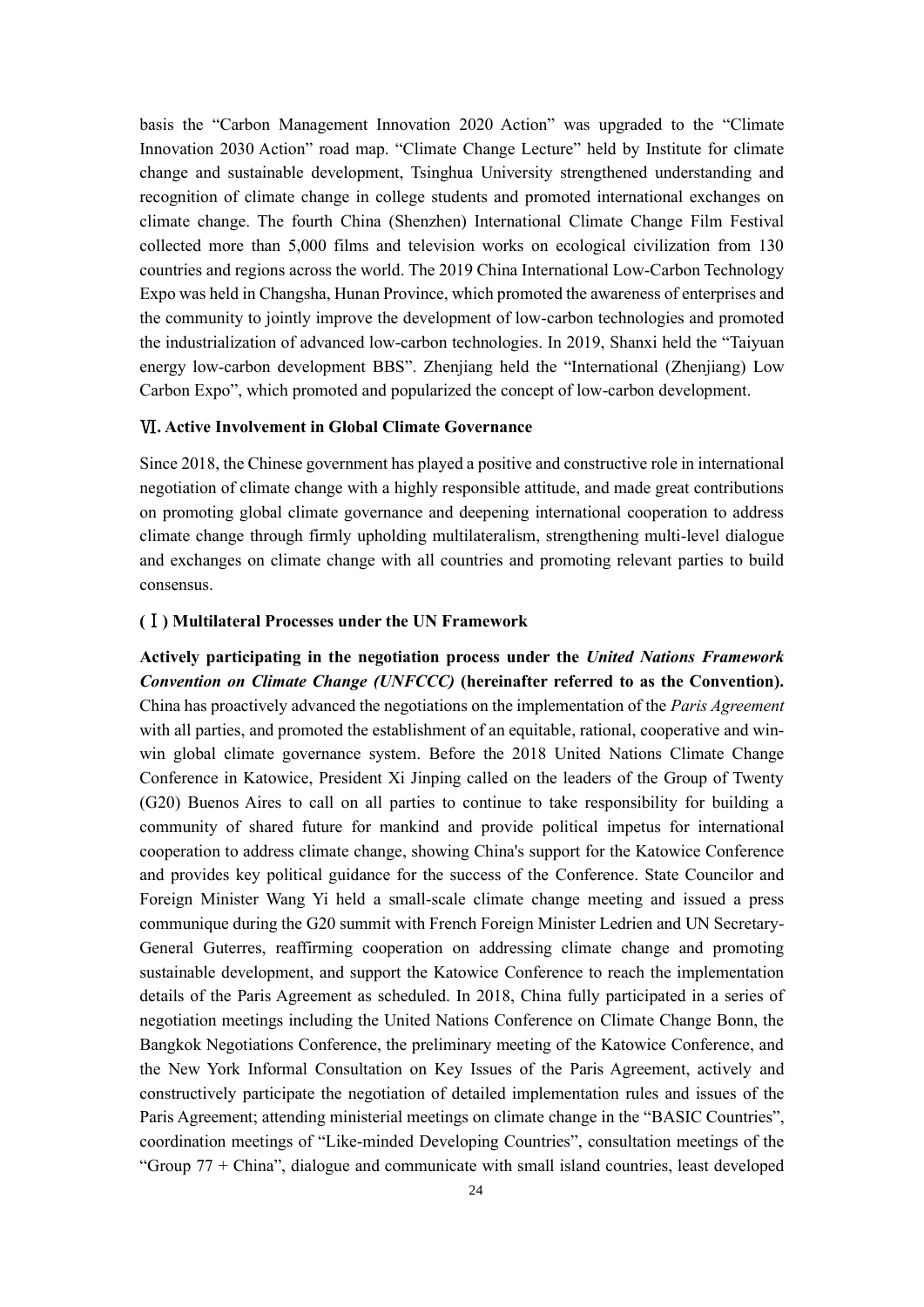basis the "Carbon Management Innovation 2020 Action" was upgraded to the "Climate Innovation 2030 Action" road map. "Climate Change Lecture" held by Institute for climate change and sustainable development, Tsinghua University strengthened understanding and recognition of climate change in college students and promoted international exchanges on climate change. The fourth China (Shenzhen) International Climate Change Film Festival collected more than 5,000 films and television works on ecological civilization from 130 countries and regions across the world. The 2019 China International Low-Carbon Technology Expo was held in Changsha, Hunan Province, which promoted the awareness of enterprises and the community to jointly improve the development of low-carbon technologies and promoted the industrialization of advanced low-carbon technologies. In 2019, Shanxi held the "Taiyuan energy low-carbon development BBS". Zhenjiang held the "International (Zhenjiang) Low Carbon Expo", which promoted and popularized the concept of low-carbon development.

## Ⅵ. Active Involvement in Global Climate Governance

Since 2018, the Chinese government has played a positive and constructive role in international negotiation of climate change with a highly responsible attitude, and made great contributions on promoting global climate governance and deepening international cooperation to address climate change through firmly upholding multilateralism, strengthening multi-level dialogue and exchanges on climate change with all countries and promoting relevant parties to build consensus.

### (Ⅰ) Multilateral Processes under the UN Framework

**Actively participating in the negotiation process under the *United Nations Framework Convention on Climate Change (UNFCCC)* (hereinafter referred to as the Convention).** China has proactively advanced the negotiations on the implementation of the *Paris Agreement* with all parties, and promoted the establishment of an equitable, rational, cooperative and win-win global climate governance system. Before the 2018 United Nations Climate Change Conference in Katowice, President Xi Jinping called on the leaders of the Group of Twenty (G20) Buenos Aires to call on all parties to continue to take responsibility for building a community of shared future for mankind and provide political impetus for international cooperation to address climate change, showing China's support for the Katowice Conference and provides key political guidance for the success of the Conference. State Councilor and Foreign Minister Wang Yi held a small-scale climate change meeting and issued a press communique during the G20 summit with French Foreign Minister Ledrien and UN Secretary-General Guterres, reaffirming cooperation on addressing climate change and promoting sustainable development, and support the Katowice Conference to reach the implementation details of the Paris Agreement as scheduled. In 2018, China fully participated in a series of negotiation meetings including the United Nations Conference on Climate Change Bonn, the Bangkok Negotiations Conference, the preliminary meeting of the Katowice Conference, and the New York Informal Consultation on Key Issues of the Paris Agreement, actively and constructively participate the negotiation of detailed implementation rules and issues of the Paris Agreement; attending ministerial meetings on climate change in the "BASIC Countries", coordination meetings of "Like-minded Developing Countries", consultation meetings of the "Group 77 + China", dialogue and communicate with small island countries, least developed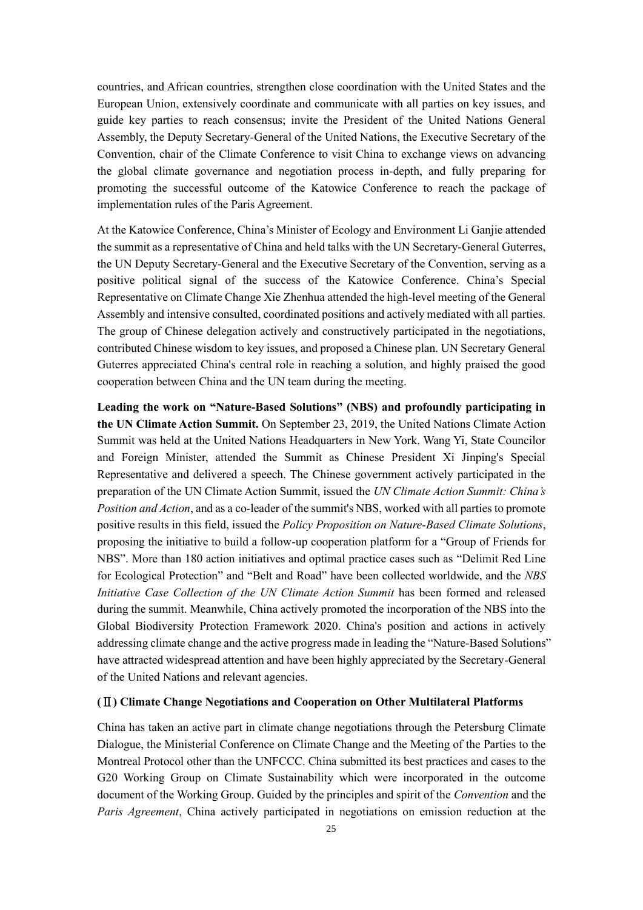countries, and African countries, strengthen close coordination with the United States and the European Union, extensively coordinate and communicate with all parties on key issues, and guide key parties to reach consensus; invite the President of the United Nations General Assembly, the Deputy Secretary-General of the United Nations, the Executive Secretary of the Convention, chair of the Climate Conference to visit China to exchange views on advancing the global climate governance and negotiation process in-depth, and fully preparing for promoting the successful outcome of the Katowice Conference to reach the package of implementation rules of the Paris Agreement.

At the Katowice Conference, China's Minister of Ecology and Environment Li Ganjie attended the summit as a representative of China and held talks with the UN Secretary-General Guterres, the UN Deputy Secretary-General and the Executive Secretary of the Convention, serving as a positive political signal of the success of the Katowice Conference. China's Special Representative on Climate Change Xie Zhenhua attended the high-level meeting of the General Assembly and intensive consulted, coordinated positions and actively mediated with all parties. The group of Chinese delegation actively and constructively participated in the negotiations, contributed Chinese wisdom to key issues, and proposed a Chinese plan. UN Secretary General Guterres appreciated China's central role in reaching a solution, and highly praised the good cooperation between China and the UN team during the meeting.

**Leading the work on "Nature-Based Solutions" (NBS) and profoundly participating in the UN Climate Action Summit.** On September 23, 2019, the United Nations Climate Action Summit was held at the United Nations Headquarters in New York. Wang Yi, State Councilor and Foreign Minister, attended the Summit as Chinese President Xi Jinping's Special Representative and delivered a speech. The Chinese government actively participated in the preparation of the UN Climate Action Summit, issued the *UN Climate Action Summit: China's Position and Action*, and as a co-leader of the summit's NBS, worked with all parties to promote positive results in this field, issued the *Policy Proposition on Nature-Based Climate Solutions*, proposing the initiative to build a follow-up cooperation platform for a "Group of Friends for NBS". More than 180 action initiatives and optimal practice cases such as "Delimit Red Line for Ecological Protection" and "Belt and Road" have been collected worldwide, and the *NBS Initiative Case Collection of the UN Climate Action Summit* has been formed and released during the summit. Meanwhile, China actively promoted the incorporation of the NBS into the Global Biodiversity Protection Framework 2020. China's position and actions in actively addressing climate change and the active progress made in leading the "Nature-Based Solutions" have attracted widespread attention and have been highly appreciated by the Secretary-General of the United Nations and relevant agencies.

### (Ⅱ) Climate Change Negotiations and Cooperation on Other Multilateral Platforms

China has taken an active part in climate change negotiations through the Petersburg Climate Dialogue, the Ministerial Conference on Climate Change and the Meeting of the Parties to the Montreal Protocol other than the UNFCCC. China submitted its best practices and cases to the G20 Working Group on Climate Sustainability which were incorporated in the outcome document of the Working Group. Guided by the principles and spirit of the *Convention* and the *Paris Agreement*, China actively participated in negotiations on emission reduction at the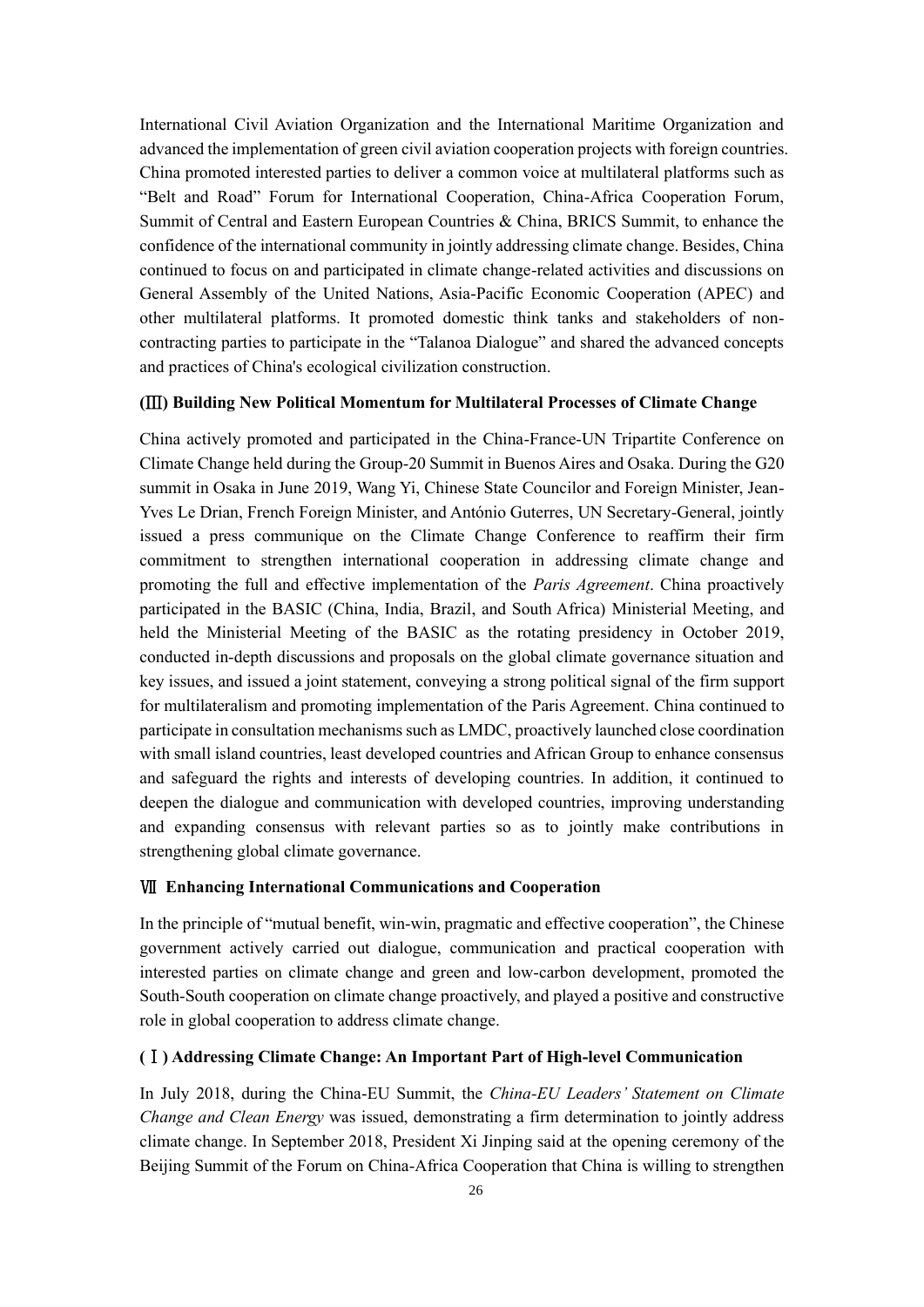International Civil Aviation Organization and the International Maritime Organization and advanced the implementation of green civil aviation cooperation projects with foreign countries. China promoted interested parties to deliver a common voice at multilateral platforms such as "Belt and Road" Forum for International Cooperation, China-Africa Cooperation Forum, Summit of Central and Eastern European Countries & China, BRICS Summit, to enhance the confidence of the international community in jointly addressing climate change. Besides, China continued to focus on and participated in climate change-related activities and discussions on General Assembly of the United Nations, Asia-Pacific Economic Cooperation (APEC) and other multilateral platforms. It promoted domestic think tanks and stakeholders of non-contracting parties to participate in the "Talanoa Dialogue" and shared the advanced concepts and practices of China's ecological civilization construction.

### (Ⅲ) Building New Political Momentum for Multilateral Processes of Climate Change

China actively promoted and participated in the China-France-UN Tripartite Conference on Climate Change held during the Group-20 Summit in Buenos Aires and Osaka. During the G20 summit in Osaka in June 2019, Wang Yi, Chinese State Councilor and Foreign Minister, Jean-Yves Le Drian, French Foreign Minister, and António Guterres, UN Secretary-General, jointly issued a press communique on the Climate Change Conference to reaffirm their firm commitment to strengthen international cooperation in addressing climate change and promoting the full and effective implementation of the *Paris Agreement*. China proactively participated in the BASIC (China, India, Brazil, and South Africa) Ministerial Meeting, and held the Ministerial Meeting of the BASIC as the rotating presidency in October 2019, conducted in-depth discussions and proposals on the global climate governance situation and key issues, and issued a joint statement, conveying a strong political signal of the firm support for multilateralism and promoting implementation of the Paris Agreement. China continued to participate in consultation mechanisms such as LMDC, proactively launched close coordination with small island countries, least developed countries and African Group to enhance consensus and safeguard the rights and interests of developing countries. In addition, it continued to deepen the dialogue and communication with developed countries, improving understanding and expanding consensus with relevant parties so as to jointly make contributions in strengthening global climate governance.

## Ⅶ Enhancing International Communications and Cooperation

In the principle of "mutual benefit, win-win, pragmatic and effective cooperation", the Chinese government actively carried out dialogue, communication and practical cooperation with interested parties on climate change and green and low-carbon development, promoted the South-South cooperation on climate change proactively, and played a positive and constructive role in global cooperation to address climate change.

### (Ⅰ) Addressing Climate Change: An Important Part of High-level Communication

In July 2018, during the China-EU Summit, the *China-EU Leaders' Statement on Climate Change and Clean Energy* was issued, demonstrating a firm determination to jointly address climate change. In September 2018, President Xi Jinping said at the opening ceremony of the Beijing Summit of the Forum on China-Africa Cooperation that China is willing to strengthen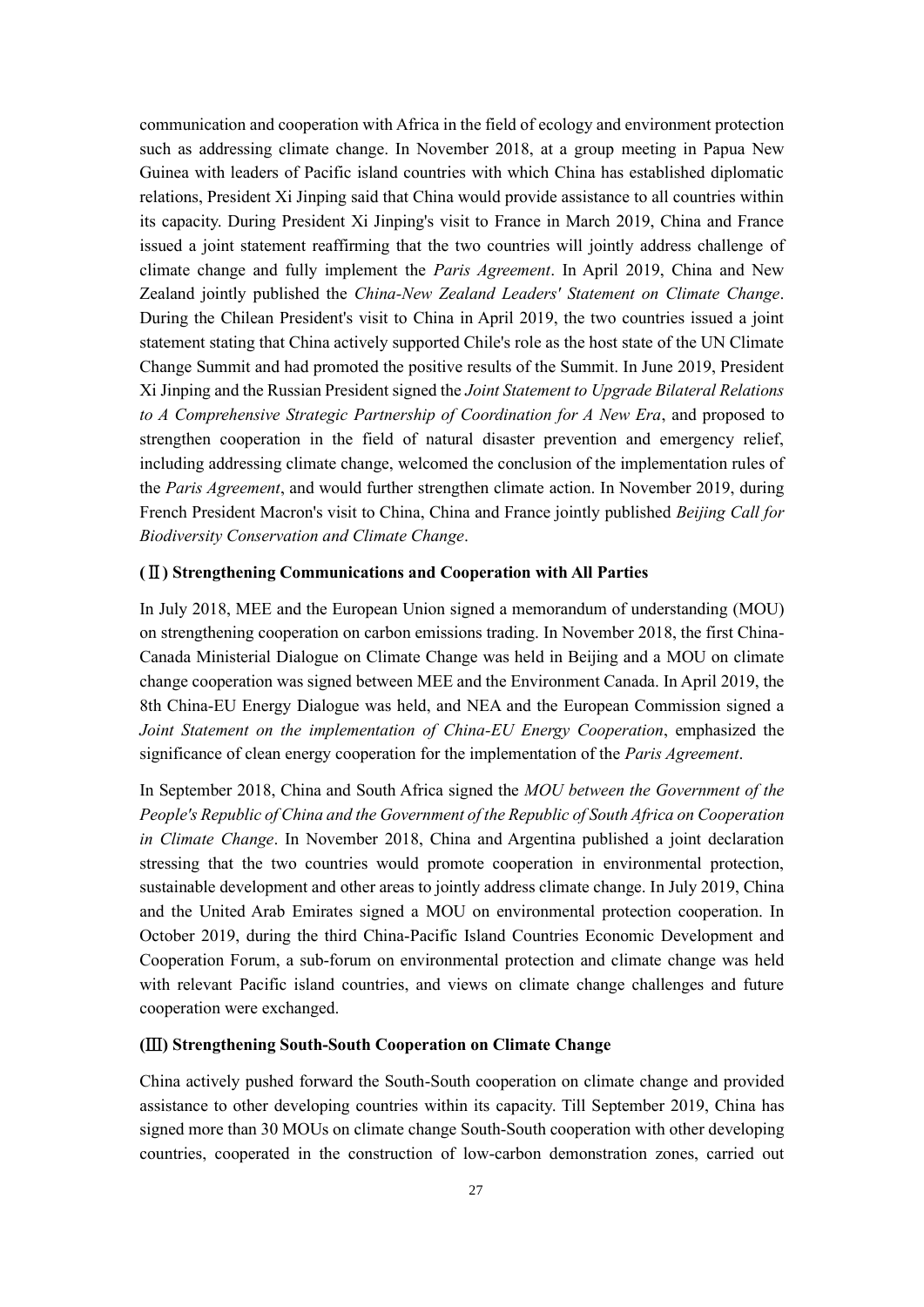communication and cooperation with Africa in the field of ecology and environment protection such as addressing climate change. In November 2018, at a group meeting in Papua New Guinea with leaders of Pacific island countries with which China has established diplomatic relations, President Xi Jinping said that China would provide assistance to all countries within its capacity. During President Xi Jinping's visit to France in March 2019, China and France issued a joint statement reaffirming that the two countries will jointly address challenge of climate change and fully implement the *Paris Agreement*. In April 2019, China and New Zealand jointly published the *China-New Zealand Leaders' Statement on Climate Change*. During the Chilean President's visit to China in April 2019, the two countries issued a joint statement stating that China actively supported Chile's role as the host state of the UN Climate Change Summit and had promoted the positive results of the Summit. In June 2019, President Xi Jinping and the Russian President signed the *Joint Statement to Upgrade Bilateral Relations to A Comprehensive Strategic Partnership of Coordination for A New Era*, and proposed to strengthen cooperation in the field of natural disaster prevention and emergency relief, including addressing climate change, welcomed the conclusion of the implementation rules of the *Paris Agreement*, and would further strengthen climate action. In November 2019, during French President Macron's visit to China, China and France jointly published *Beijing Call for Biodiversity Conservation and Climate Change*.

### (Ⅱ) Strengthening Communications and Cooperation with All Parties

In July 2018, MEE and the European Union signed a memorandum of understanding (MOU) on strengthening cooperation on carbon emissions trading. In November 2018, the first China-Canada Ministerial Dialogue on Climate Change was held in Beijing and a MOU on climate change cooperation was signed between MEE and the Environment Canada. In April 2019, the 8th China-EU Energy Dialogue was held, and NEA and the European Commission signed a *Joint Statement on the implementation of China-EU Energy Cooperation*, emphasized the significance of clean energy cooperation for the implementation of the *Paris Agreement*.

In September 2018, China and South Africa signed the *MOU between the Government of the People's Republic of China and the Government of the Republic of South Africa on Cooperation in Climate Change*. In November 2018, China and Argentina published a joint declaration stressing that the two countries would promote cooperation in environmental protection, sustainable development and other areas to jointly address climate change. In July 2019, China and the United Arab Emirates signed a MOU on environmental protection cooperation. In October 2019, during the third China-Pacific Island Countries Economic Development and Cooperation Forum, a sub-forum on environmental protection and climate change was held with relevant Pacific island countries, and views on climate change challenges and future cooperation were exchanged.

### (Ⅲ) Strengthening South-South Cooperation on Climate Change

China actively pushed forward the South-South cooperation on climate change and provided assistance to other developing countries within its capacity. Till September 2019, China has signed more than 30 MOUs on climate change South-South cooperation with other developing countries, cooperated in the construction of low-carbon demonstration zones, carried out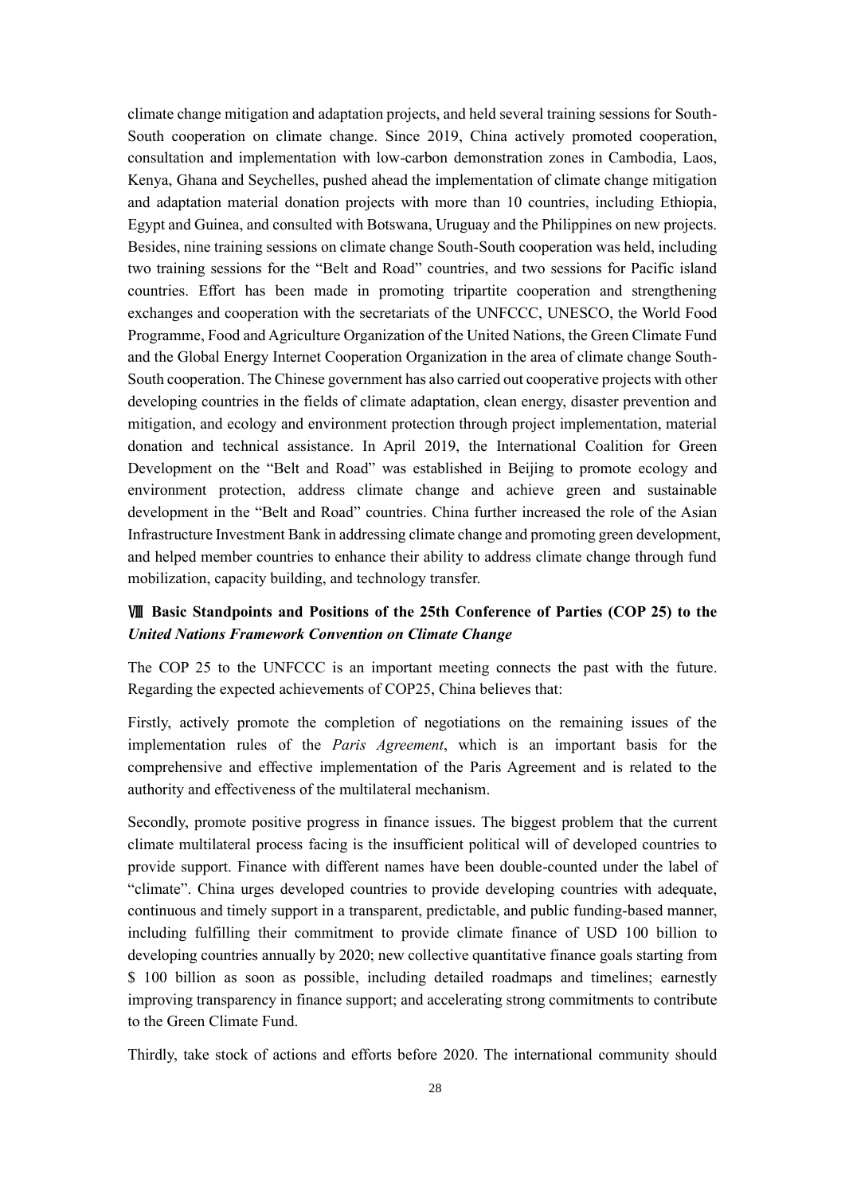climate change mitigation and adaptation projects, and held several training sessions for South-South cooperation on climate change. Since 2019, China actively promoted cooperation, consultation and implementation with low-carbon demonstration zones in Cambodia, Laos, Kenya, Ghana and Seychelles, pushed ahead the implementation of climate change mitigation and adaptation material donation projects with more than 10 countries, including Ethiopia, Egypt and Guinea, and consulted with Botswana, Uruguay and the Philippines on new projects. Besides, nine training sessions on climate change South-South cooperation was held, including two training sessions for the "Belt and Road" countries, and two sessions for Pacific island countries. Effort has been made in promoting tripartite cooperation and strengthening exchanges and cooperation with the secretariats of the UNFCCC, UNESCO, the World Food Programme, Food and Agriculture Organization of the United Nations, the Green Climate Fund and the Global Energy Internet Cooperation Organization in the area of climate change South-South cooperation. The Chinese government has also carried out cooperative projects with other developing countries in the fields of climate adaptation, clean energy, disaster prevention and mitigation, and ecology and environment protection through project implementation, material donation and technical assistance. In April 2019, the International Coalition for Green Development on the "Belt and Road" was established in Beijing to promote ecology and environment protection, address climate change and achieve green and sustainable development in the "Belt and Road" countries. China further increased the role of the Asian Infrastructure Investment Bank in addressing climate change and promoting green development, and helped member countries to enhance their ability to address climate change through fund mobilization, capacity building, and technology transfer.

## Ⅷ Basic Standpoints and Positions of the 25th Conference of Parties (COP 25) to the *United Nations Framework Convention on Climate Change*

The COP 25 to the UNFCCC is an important meeting connects the past with the future. Regarding the expected achievements of COP25, China believes that:

Firstly, actively promote the completion of negotiations on the remaining issues of the implementation rules of the *Paris Agreement*, which is an important basis for the comprehensive and effective implementation of the Paris Agreement and is related to the authority and effectiveness of the multilateral mechanism.

Secondly, promote positive progress in finance issues. The biggest problem that the current climate multilateral process facing is the insufficient political will of developed countries to provide support. Finance with different names have been double-counted under the label of "climate". China urges developed countries to provide developing countries with adequate, continuous and timely support in a transparent, predictable, and public funding-based manner, including fulfilling their commitment to provide climate finance of USD 100 billion to developing countries annually by 2020; new collective quantitative finance goals starting from $ 100 billion as soon as possible, including detailed roadmaps and timelines; earnestly improving transparency in finance support; and accelerating strong commitments to contribute to the Green Climate Fund.

Thirdly, take stock of actions and efforts before 2020. The international community should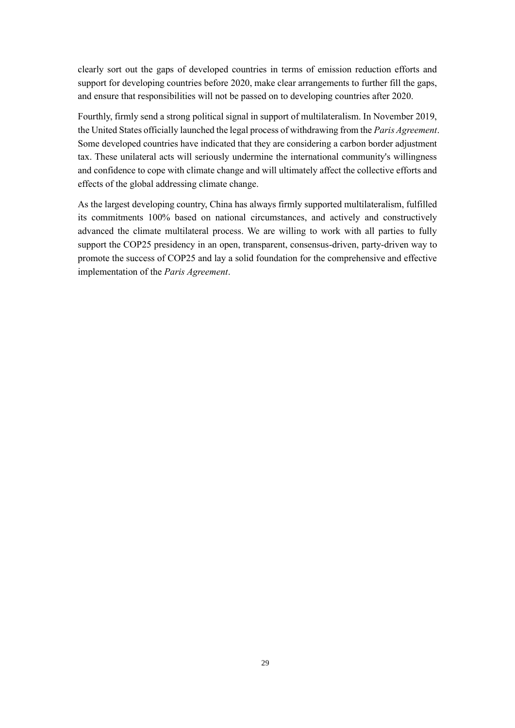clearly sort out the gaps of developed countries in terms of emission reduction efforts and support for developing countries before 2020, make clear arrangements to further fill the gaps, and ensure that responsibilities will not be passed on to developing countries after 2020.

Fourthly, firmly send a strong political signal in support of multilateralism. In November 2019, the United States officially launched the legal process of withdrawing from the *Paris Agreement*. Some developed countries have indicated that they are considering a carbon border adjustment tax. These unilateral acts will seriously undermine the international community's willingness and confidence to cope with climate change and will ultimately affect the collective efforts and effects of the global addressing climate change.

As the largest developing country, China has always firmly supported multilateralism, fulfilled its commitments 100% based on national circumstances, and actively and constructively advanced the climate multilateral process. We are willing to work with all parties to fully support the COP25 presidency in an open, transparent, consensus-driven, party-driven way to promote the success of COP25 and lay a solid foundation for the comprehensive and effective implementation of the *Paris Agreement*.